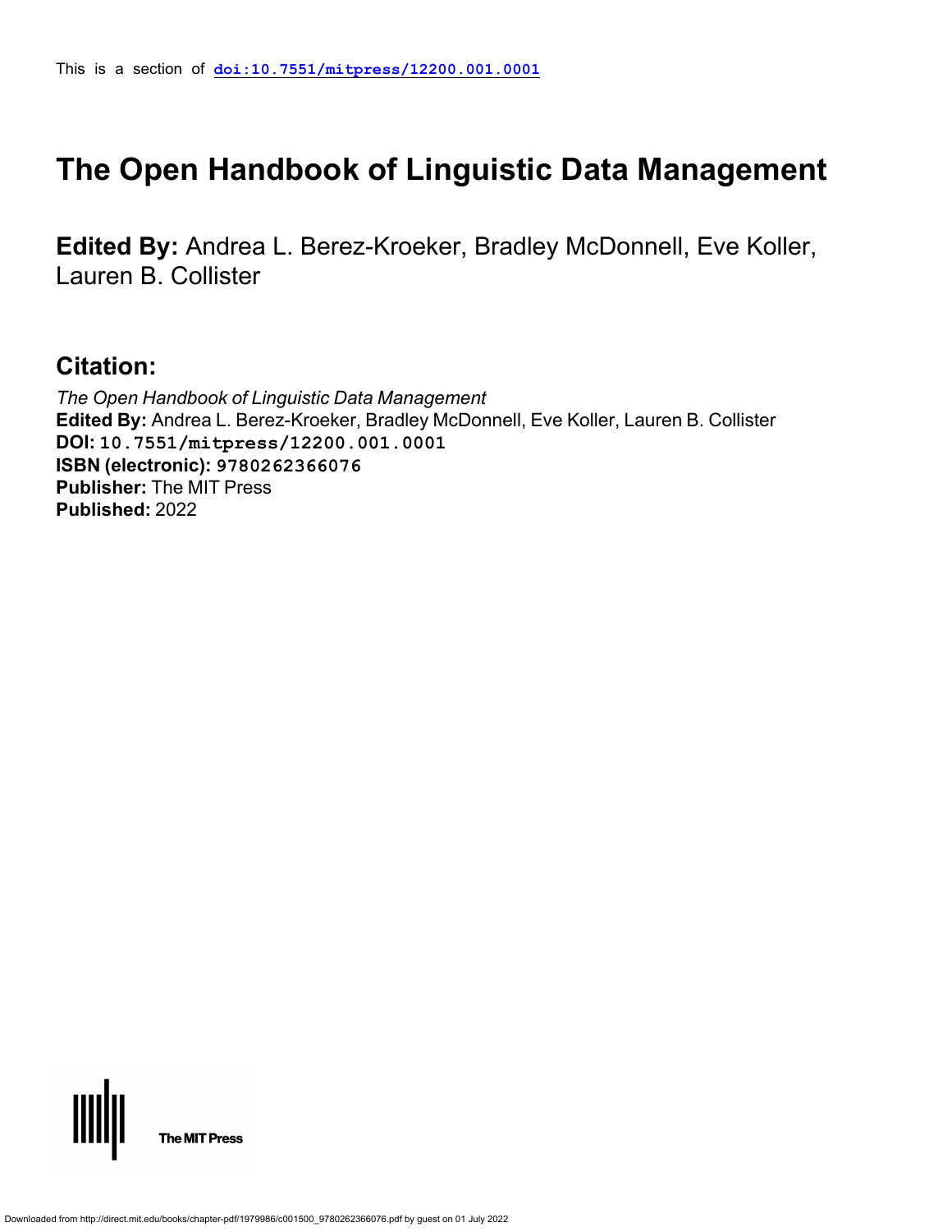This is a section of **doi:10.7551/mitpress/12200.001.0001**

# The Open Handbook of Linguistic Data Management

**Edited By:** Andrea L. Berez-Kroeker, Bradley McDonnell, Eve Koller, Lauren B. Collister

## Citation:

*The Open Handbook of Linguistic Data Management*
**Edited By:** Andrea L. Berez-Kroeker, Bradley McDonnell, Eve Koller, Lauren B. Collister
**DOI:** 10.7551/mitpress/12200.001.0001
**ISBN (electronic):** 9780262366076
**Publisher:** The MIT Press
**Published:** 2022

The MIT Press

Downloaded from http://direct.mit.edu/books/chapter-pdf/1979986/c001500_9780262366076.pdf by guest on 01 July 2022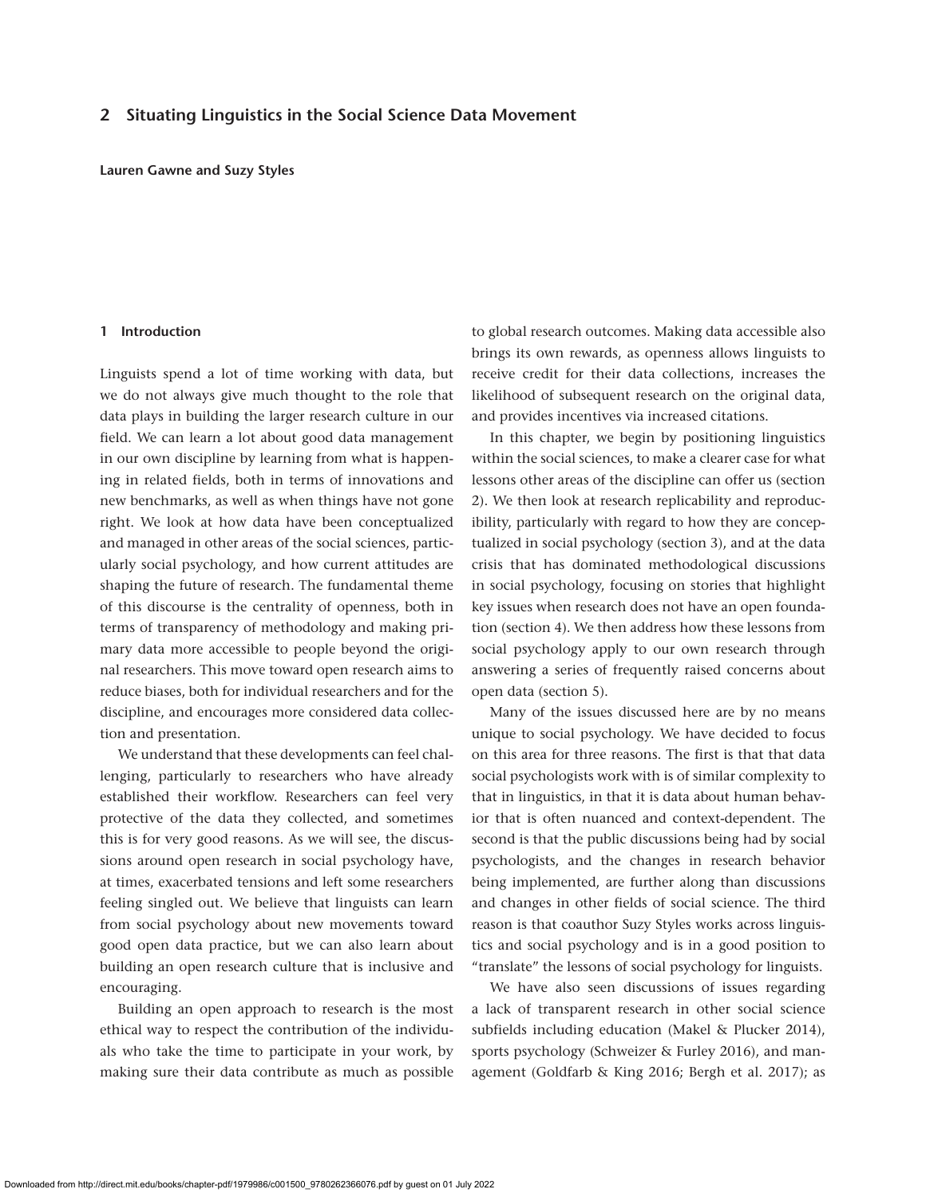## 2 Situating Linguistics in the Social Science Data Movement

**Lauren Gawne and Suzy Styles**

### 1 Introduction

Linguists spend a lot of time working with data, but we do not always give much thought to the role that data plays in building the larger research culture in our field. We can learn a lot about good data management in our own discipline by learning from what is happening in related fields, both in terms of innovations and new benchmarks, as well as when things have not gone right. We look at how data have been conceptualized and managed in other areas of the social sciences, particularly social psychology, and how current attitudes are shaping the future of research. The fundamental theme of this discourse is the centrality of openness, both in terms of transparency of methodology and making primary data more accessible to people beyond the original researchers. This move toward open research aims to reduce biases, both for individual researchers and for the discipline, and encourages more considered data collection and presentation.

We understand that these developments can feel challenging, particularly to researchers who have already established their workflow. Researchers can feel very protective of the data they collected, and sometimes this is for very good reasons. As we will see, the discussions around open research in social psychology have, at times, exacerbated tensions and left some researchers feeling singled out. We believe that linguists can learn from social psychology about new movements toward good open data practice, but we can also learn about building an open research culture that is inclusive and encouraging.

Building an open approach to research is the most ethical way to respect the contribution of the individuals who take the time to participate in your work, by making sure their data contribute as much as possible to global research outcomes. Making data accessible also brings its own rewards, as openness allows linguists to receive credit for their data collections, increases the likelihood of subsequent research on the original data, and provides incentives via increased citations.

In this chapter, we begin by positioning linguistics within the social sciences, to make a clearer case for what lessons other areas of the discipline can offer us (section 2). We then look at research replicability and reproducibility, particularly with regard to how they are conceptualized in social psychology (section 3), and at the data crisis that has dominated methodological discussions in social psychology, focusing on stories that highlight key issues when research does not have an open foundation (section 4). We then address how these lessons from social psychology apply to our own research through answering a series of frequently raised concerns about open data (section 5).

Many of the issues discussed here are by no means unique to social psychology. We have decided to focus on this area for three reasons. The first is that that data social psychologists work with is of similar complexity to that in linguistics, in that it is data about human behavior that is often nuanced and context-dependent. The second is that the public discussions being had by social psychologists, and the changes in research behavior being implemented, are further along than discussions and changes in other fields of social science. The third reason is that coauthor Suzy Styles works across linguistics and social psychology and is in a good position to "translate" the lessons of social psychology for linguists.

We have also seen discussions of issues regarding a lack of transparent research in other social science subfields including education (Makel & Plucker 2014), sports psychology (Schweizer & Furley 2016), and management (Goldfarb & King 2016; Bergh et al. 2017); as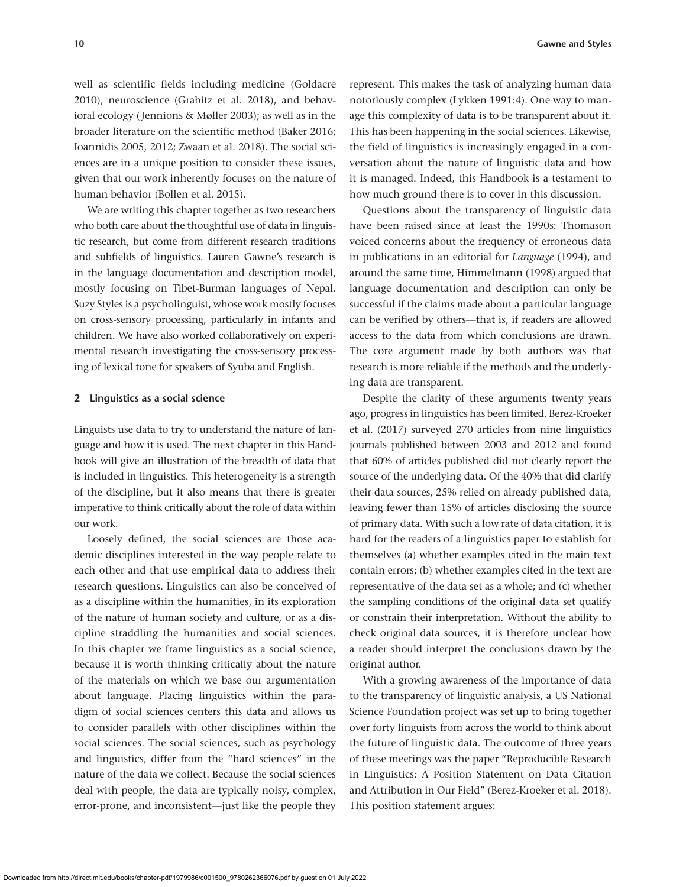well as scientific fields including medicine (Goldacre 2010), neuroscience (Grabitz et al. 2018), and behavioral ecology (Jennions & Møller 2003); as well as in the broader literature on the scientific method (Baker 2016; Ioannidis 2005, 2012; Zwaan et al. 2018). The social sciences are in a unique position to consider these issues, given that our work inherently focuses on the nature of human behavior (Bollen et al. 2015).

We are writing this chapter together as two researchers who both care about the thoughtful use of data in linguistic research, but come from different research traditions and subfields of linguistics. Lauren Gawne's research is in the language documentation and description model, mostly focusing on Tibet-Burman languages of Nepal. Suzy Styles is a psycholinguist, whose work mostly focuses on cross-sensory processing, particularly in infants and children. We have also worked collaboratively on experimental research investigating the cross-sensory processing of lexical tone for speakers of Syuba and English.

## 2 Linguistics as a social science

Linguists use data to try to understand the nature of language and how it is used. The next chapter in this Handbook will give an illustration of the breadth of data that is included in linguistics. This heterogeneity is a strength of the discipline, but it also means that there is greater imperative to think critically about the role of data within our work.

Loosely defined, the social sciences are those academic disciplines interested in the way people relate to each other and that use empirical data to address their research questions. Linguistics can also be conceived of as a discipline within the humanities, in its exploration of the nature of human society and culture, or as a discipline straddling the humanities and social sciences. In this chapter we frame linguistics as a social science, because it is worth thinking critically about the nature of the materials on which we base our argumentation about language. Placing linguistics within the paradigm of social sciences centers this data and allows us to consider parallels with other disciplines within the social sciences. The social sciences, such as psychology and linguistics, differ from the "hard sciences" in the nature of the data we collect. Because the social sciences deal with people, the data are typically noisy, complex, error-prone, and inconsistent—just like the people they represent. This makes the task of analyzing human data notoriously complex (Lykken 1991:4). One way to manage this complexity of data is to be transparent about it. This has been happening in the social sciences. Likewise, the field of linguistics is increasingly engaged in a conversation about the nature of linguistic data and how it is managed. Indeed, this Handbook is a testament to how much ground there is to cover in this discussion.

Questions about the transparency of linguistic data have been raised since at least the 1990s: Thomason voiced concerns about the frequency of erroneous data in publications in an editorial for *Language* (1994), and around the same time, Himmelmann (1998) argued that language documentation and description can only be successful if the claims made about a particular language can be verified by others—that is, if readers are allowed access to the data from which conclusions are drawn. The core argument made by both authors was that research is more reliable if the methods and the underlying data are transparent.

Despite the clarity of these arguments twenty years ago, progress in linguistics has been limited. Berez-Kroeker et al. (2017) surveyed 270 articles from nine linguistics journals published between 2003 and 2012 and found that 60% of articles published did not clearly report the source of the underlying data. Of the 40% that did clarify their data sources, 25% relied on already published data, leaving fewer than 15% of articles disclosing the source of primary data. With such a low rate of data citation, it is hard for the readers of a linguistics paper to establish for themselves (a) whether examples cited in the main text contain errors; (b) whether examples cited in the text are representative of the data set as a whole; and (c) whether the sampling conditions of the original data set qualify or constrain their interpretation. Without the ability to check original data sources, it is therefore unclear how a reader should interpret the conclusions drawn by the original author.

With a growing awareness of the importance of data to the transparency of linguistic analysis, a US National Science Foundation project was set up to bring together over forty linguists from across the world to think about the future of linguistic data. The outcome of three years of these meetings was the paper "Reproducible Research in Linguistics: A Position Statement on Data Citation and Attribution in Our Field" (Berez-Kroeker et al. 2018). This position statement argues: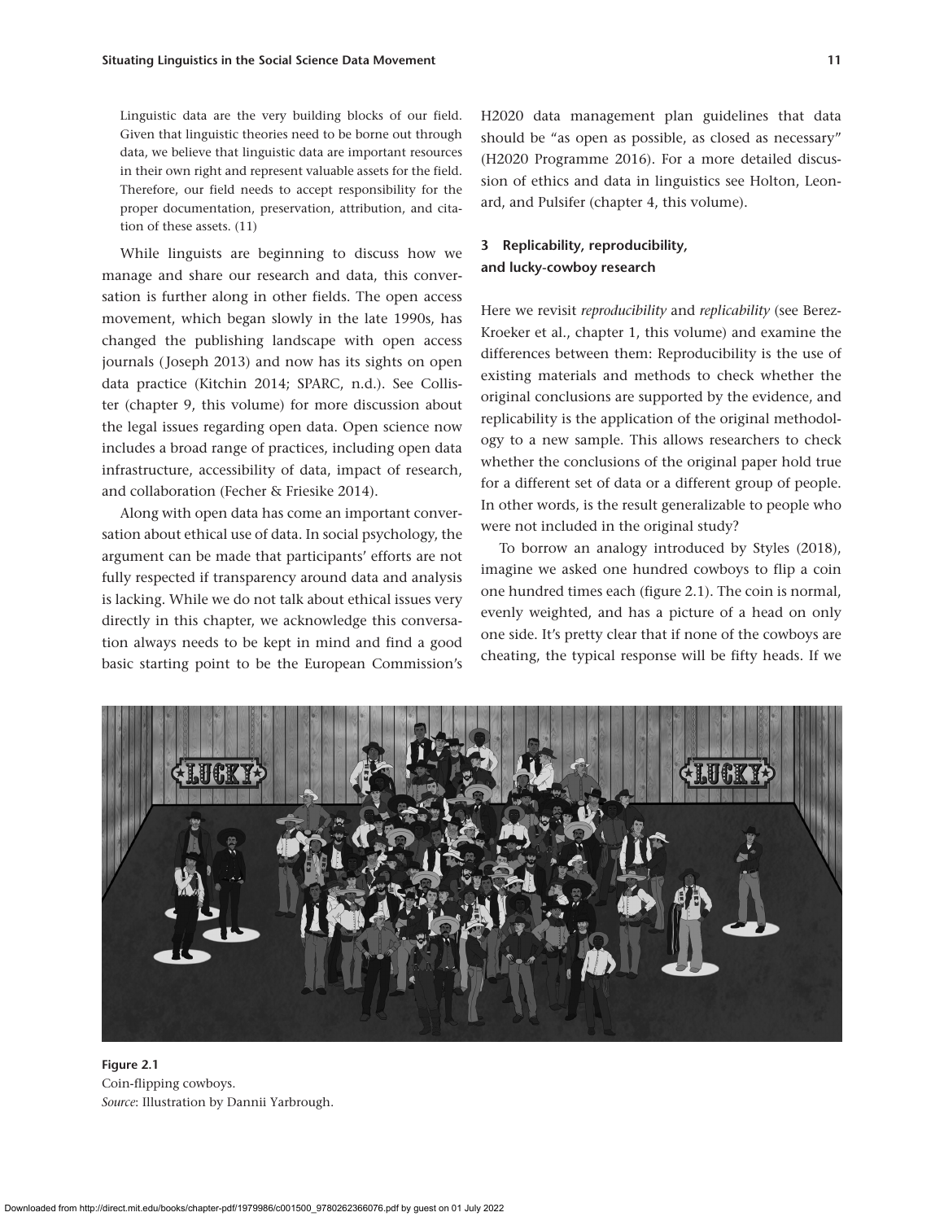Linguistic data are the very building blocks of our field. Given that linguistic theories need to be borne out through data, we believe that linguistic data are important resources in their own right and represent valuable assets for the field. Therefore, our field needs to accept responsibility for the proper documentation, preservation, attribution, and citation of these assets. (11)

While linguists are beginning to discuss how we manage and share our research and data, this conversation is further along in other fields. The open access movement, which began slowly in the late 1990s, has changed the publishing landscape with open access journals (Joseph 2013) and now has its sights on open data practice (Kitchin 2014; SPARC, n.d.). See Collister (chapter 9, this volume) for more discussion about the legal issues regarding open data. Open science now includes a broad range of practices, including open data infrastructure, accessibility of data, impact of research, and collaboration (Fecher & Friesike 2014).

Along with open data has come an important conversation about ethical use of data. In social psychology, the argument can be made that participants' efforts are not fully respected if transparency around data and analysis is lacking. While we do not talk about ethical issues very directly in this chapter, we acknowledge this conversation always needs to be kept in mind and find a good basic starting point to be the European Commission's H2020 data management plan guidelines that data should be "as open as possible, as closed as necessary" (H2020 Programme 2016). For a more detailed discussion of ethics and data in linguistics see Holton, Leonard, and Pulsifer (chapter 4, this volume).

## 3 Replicability, reproducibility, and lucky-cowboy research

Here we revisit *reproducibility* and *replicability* (see Berez-Kroeker et al., chapter 1, this volume) and examine the differences between them: Reproducibility is the use of existing materials and methods to check whether the original conclusions are supported by the evidence, and replicability is the application of the original methodology to a new sample. This allows researchers to check whether the conclusions of the original paper hold true for a different set of data or a different group of people. In other words, is the result generalizable to people who were not included in the original study?

To borrow an analogy introduced by Styles (2018), imagine we asked one hundred cowboys to flip a coin one hundred times each (figure 2.1). The coin is normal, evenly weighted, and has a picture of a head on only one side. It's pretty clear that if none of the cowboys are cheating, the typical response will be fifty heads. If we

**Figure 2.1**
Coin-flipping cowboys.
*Source*: Illustration by Dannii Yarbrough.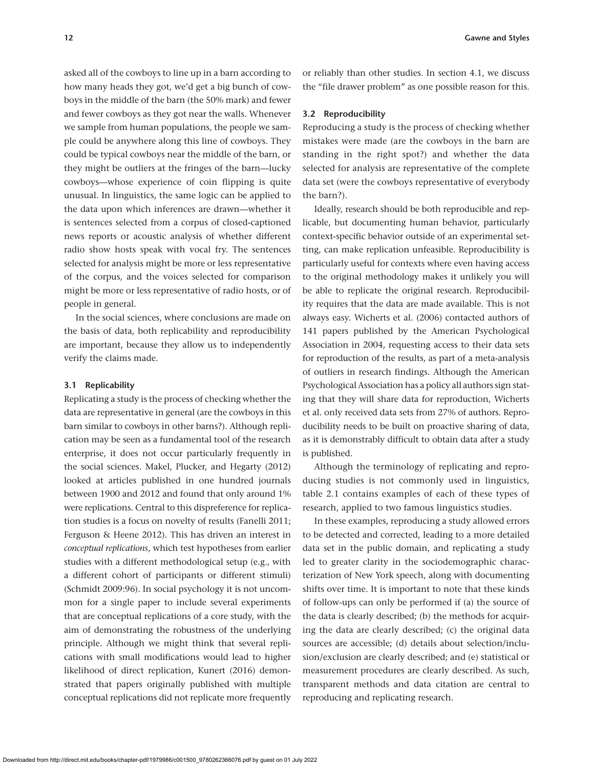asked all of the cowboys to line up in a barn according to how many heads they got, we'd get a big bunch of cowboys in the middle of the barn (the 50% mark) and fewer and fewer cowboys as they got near the walls. Whenever we sample from human populations, the people we sample could be anywhere along this line of cowboys. They could be typical cowboys near the middle of the barn, or they might be outliers at the fringes of the barn—lucky cowboys—whose experience of coin flipping is quite unusual. In linguistics, the same logic can be applied to the data upon which inferences are drawn—whether it is sentences selected from a corpus of closed-captioned news reports or acoustic analysis of whether different radio show hosts speak with vocal fry. The sentences selected for analysis might be more or less representative of the corpus, and the voices selected for comparison might be more or less representative of radio hosts, or of people in general.

In the social sciences, where conclusions are made on the basis of data, both replicability and reproducibility are important, because they allow us to independently verify the claims made.

### 3.1 Replicability

Replicating a study is the process of checking whether the data are representative in general (are the cowboys in this barn similar to cowboys in other barns?). Although replication may be seen as a fundamental tool of the research enterprise, it does not occur particularly frequently in the social sciences. Makel, Plucker, and Hegarty (2012) looked at articles published in one hundred journals between 1900 and 2012 and found that only around 1% were replications. Central to this dispreference for replication studies is a focus on novelty of results (Fanelli 2011; Ferguson & Heene 2012). This has driven an interest in *conceptual replications*, which test hypotheses from earlier studies with a different methodological setup (e.g., with a different cohort of participants or different stimuli) (Schmidt 2009:96). In social psychology it is not uncommon for a single paper to include several experiments that are conceptual replications of a core study, with the aim of demonstrating the robustness of the underlying principle. Although we might think that several replications with small modifications would lead to higher likelihood of direct replication, Kunert (2016) demonstrated that papers originally published with multiple conceptual replications did not replicate more frequently or reliably than other studies. In section 4.1, we discuss the "file drawer problem" as one possible reason for this.

### 3.2 Reproducibility

Reproducing a study is the process of checking whether mistakes were made (are the cowboys in the barn are standing in the right spot?) and whether the data selected for analysis are representative of the complete data set (were the cowboys representative of everybody the barn?).

Ideally, research should be both reproducible and replicable, but documenting human behavior, particularly context-specific behavior outside of an experimental setting, can make replication unfeasible. Reproducibility is particularly useful for contexts where even having access to the original methodology makes it unlikely you will be able to replicate the original research. Reproducibility requires that the data are made available. This is not always easy. Wicherts et al. (2006) contacted authors of 141 papers published by the American Psychological Association in 2004, requesting access to their data sets for reproduction of the results, as part of a meta-analysis of outliers in research findings. Although the American Psychological Association has a policy all authors sign stating that they will share data for reproduction, Wicherts et al. only received data sets from 27% of authors. Reproducibility needs to be built on proactive sharing of data, as it is demonstrably difficult to obtain data after a study is published.

Although the terminology of replicating and reproducing studies is not commonly used in linguistics, table 2.1 contains examples of each of these types of research, applied to two famous linguistics studies.

In these examples, reproducing a study allowed errors to be detected and corrected, leading to a more detailed data set in the public domain, and replicating a study led to greater clarity in the sociodemographic characterization of New York speech, along with documenting shifts over time. It is important to note that these kinds of follow-ups can only be performed if (a) the source of the data is clearly described; (b) the methods for acquiring the data are clearly described; (c) the original data sources are accessible; (d) details about selection/inclusion/exclusion are clearly described; and (e) statistical or measurement procedures are clearly described. As such, transparent methods and data citation are central to reproducing and replicating research.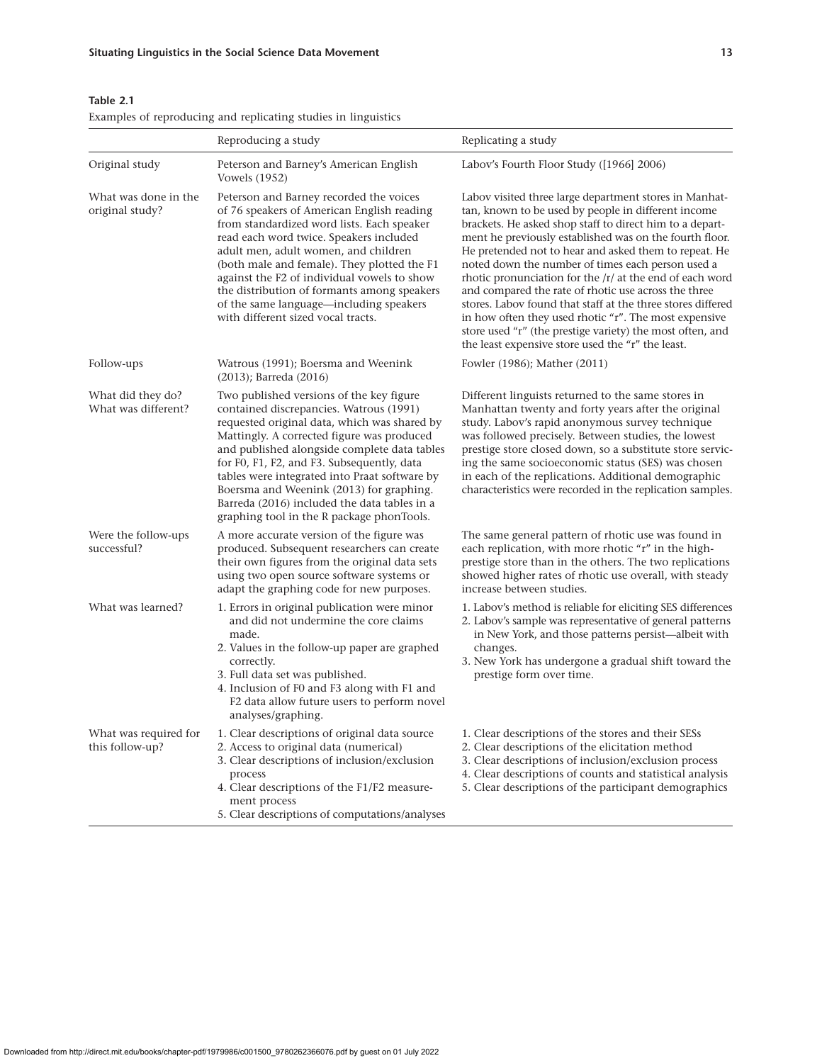**Table 2.1**

Examples of reproducing and replicating studies in linguistics

| | Reproducing a study | Replicating a study |
|---|---|---|
| Original study | Peterson and Barney's American English Vowels (1952) | Labov's Fourth Floor Study ([1966] 2006) |
| What was done in the original study? | Peterson and Barney recorded the voices of 76 speakers of American English reading from standardized word lists. Each speaker read each word twice. Speakers included adult men, adult women, and children (both male and female). They plotted the F1 against the F2 of individual vowels to show the distribution of formants among speakers of the same language—including speakers with different sized vocal tracts. | Labov visited three large department stores in Manhattan, known to be used by people in different income brackets. He asked shop staff to direct him to a department he previously established was on the fourth floor. He pretended not to hear and asked them to repeat. He noted down the number of times each person used a rhotic pronunciation for the /r/ at the end of each word and compared the rate of rhotic use across the three stores. Labov found that staff at the three stores differed in how often they used rhotic "r". The most expensive store used "r" (the prestige variety) the most often, and the least expensive store used the "r" the least. |
| Follow-ups | Watrous (1991); Boersma and Weenink (2013); Barreda (2016) | Fowler (1986); Mather (2011) |
| What did they do? What was different? | Two published versions of the key figure contained discrepancies. Watrous (1991) requested original data, which was shared by Mattingly. A corrected figure was produced and published alongside complete data tables for F0, F1, F2, and F3. Subsequently, data tables were integrated into Praat software by Boersma and Weenink (2013) for graphing. Barreda (2016) included the data tables in a graphing tool in the R package phonTools. | Different linguists returned to the same stores in Manhattan twenty and forty years after the original study. Labov's rapid anonymous survey technique was followed precisely. Between studies, the lowest prestige store closed down, so a substitute store servicing the same socioeconomic status (SES) was chosen in each of the replications. Additional demographic characteristics were recorded in the replication samples. |
| Were the follow-ups successful? | A more accurate version of the figure was produced. Subsequent researchers can create their own figures from the original data sets using two open source software systems or adapt the graphing code for new purposes. | The same general pattern of rhotic use was found in each replication, with more rhotic "r" in the high-prestige store than in the others. The two replications showed higher rates of rhotic use overall, with steady increase between studies. |
| What was learned? | 1. Errors in original publication were minor and did not undermine the core claims made.<br>2. Values in the follow-up paper are graphed correctly.<br>3. Full data set was published.<br>4. Inclusion of F0 and F3 along with F1 and F2 data allow future users to perform novel analyses/graphing. | 1. Labov's method is reliable for eliciting SES differences<br>2. Labov's sample was representative of general patterns in New York, and those patterns persist—albeit with changes.<br>3. New York has undergone a gradual shift toward the prestige form over time. |
| What was required for this follow-up? | 1. Clear descriptions of original data source<br>2. Access to original data (numerical)<br>3. Clear descriptions of inclusion/exclusion process<br>4. Clear descriptions of the F1/F2 measurement process<br>5. Clear descriptions of computations/analyses | 1. Clear descriptions of the stores and their SESs<br>2. Clear descriptions of the elicitation method<br>3. Clear descriptions of inclusion/exclusion process<br>4. Clear descriptions of counts and statistical analysis<br>5. Clear descriptions of the participant demographics |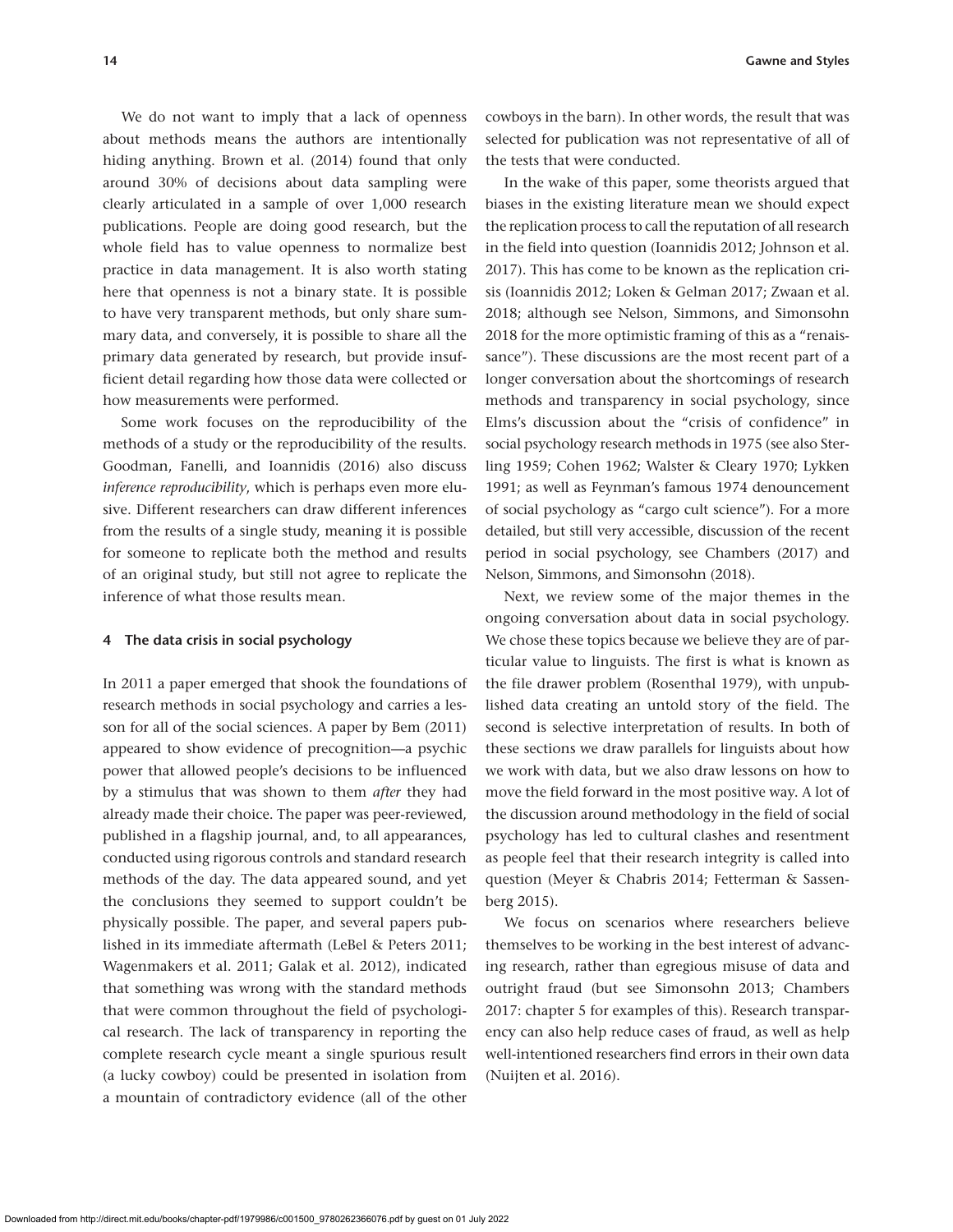We do not want to imply that a lack of openness about methods means the authors are intentionally hiding anything. Brown et al. (2014) found that only around 30% of decisions about data sampling were clearly articulated in a sample of over 1,000 research publications. People are doing good research, but the whole field has to value openness to normalize best practice in data management. It is also worth stating here that openness is not a binary state. It is possible to have very transparent methods, but only share summary data, and conversely, it is possible to share all the primary data generated by research, but provide insufficient detail regarding how those data were collected or how measurements were performed.

Some work focuses on the reproducibility of the methods of a study or the reproducibility of the results. Goodman, Fanelli, and Ioannidis (2016) also discuss *inference reproducibility*, which is perhaps even more elusive. Different researchers can draw different inferences from the results of a single study, meaning it is possible for someone to replicate both the method and results of an original study, but still not agree to replicate the inference of what those results mean.

## 4 The data crisis in social psychology

In 2011 a paper emerged that shook the foundations of research methods in social psychology and carries a lesson for all of the social sciences. A paper by Bem (2011) appeared to show evidence of precognition—a psychic power that allowed people's decisions to be influenced by a stimulus that was shown to them *after* they had already made their choice. The paper was peer-reviewed, published in a flagship journal, and, to all appearances, conducted using rigorous controls and standard research methods of the day. The data appeared sound, and yet the conclusions they seemed to support couldn't be physically possible. The paper, and several papers published in its immediate aftermath (LeBel & Peters 2011; Wagenmakers et al. 2011; Galak et al. 2012), indicated that something was wrong with the standard methods that were common throughout the field of psychological research. The lack of transparency in reporting the complete research cycle meant a single spurious result (a lucky cowboy) could be presented in isolation from a mountain of contradictory evidence (all of the other cowboys in the barn). In other words, the result that was selected for publication was not representative of all of the tests that were conducted.

In the wake of this paper, some theorists argued that biases in the existing literature mean we should expect the replication process to call the reputation of all research in the field into question (Ioannidis 2012; Johnson et al. 2017). This has come to be known as the replication crisis (Ioannidis 2012; Loken & Gelman 2017; Zwaan et al. 2018; although see Nelson, Simmons, and Simonsohn 2018 for the more optimistic framing of this as a "renaissance"). These discussions are the most recent part of a longer conversation about the shortcomings of research methods and transparency in social psychology, since Elms's discussion about the "crisis of confidence" in social psychology research methods in 1975 (see also Sterling 1959; Cohen 1962; Walster & Cleary 1970; Lykken 1991; as well as Feynman's famous 1974 denouncement of social psychology as "cargo cult science"). For a more detailed, but still very accessible, discussion of the recent period in social psychology, see Chambers (2017) and Nelson, Simmons, and Simonsohn (2018).

Next, we review some of the major themes in the ongoing conversation about data in social psychology. We chose these topics because we believe they are of particular value to linguists. The first is what is known as the file drawer problem (Rosenthal 1979), with unpublished data creating an untold story of the field. The second is selective interpretation of results. In both of these sections we draw parallels for linguists about how we work with data, but we also draw lessons on how to move the field forward in the most positive way. A lot of the discussion around methodology in the field of social psychology has led to cultural clashes and resentment as people feel that their research integrity is called into question (Meyer & Chabris 2014; Fetterman & Sassenberg 2015).

We focus on scenarios where researchers believe themselves to be working in the best interest of advancing research, rather than egregious misuse of data and outright fraud (but see Simonsohn 2013; Chambers 2017: chapter 5 for examples of this). Research transparency can also help reduce cases of fraud, as well as help well-intentioned researchers find errors in their own data (Nuijten et al. 2016).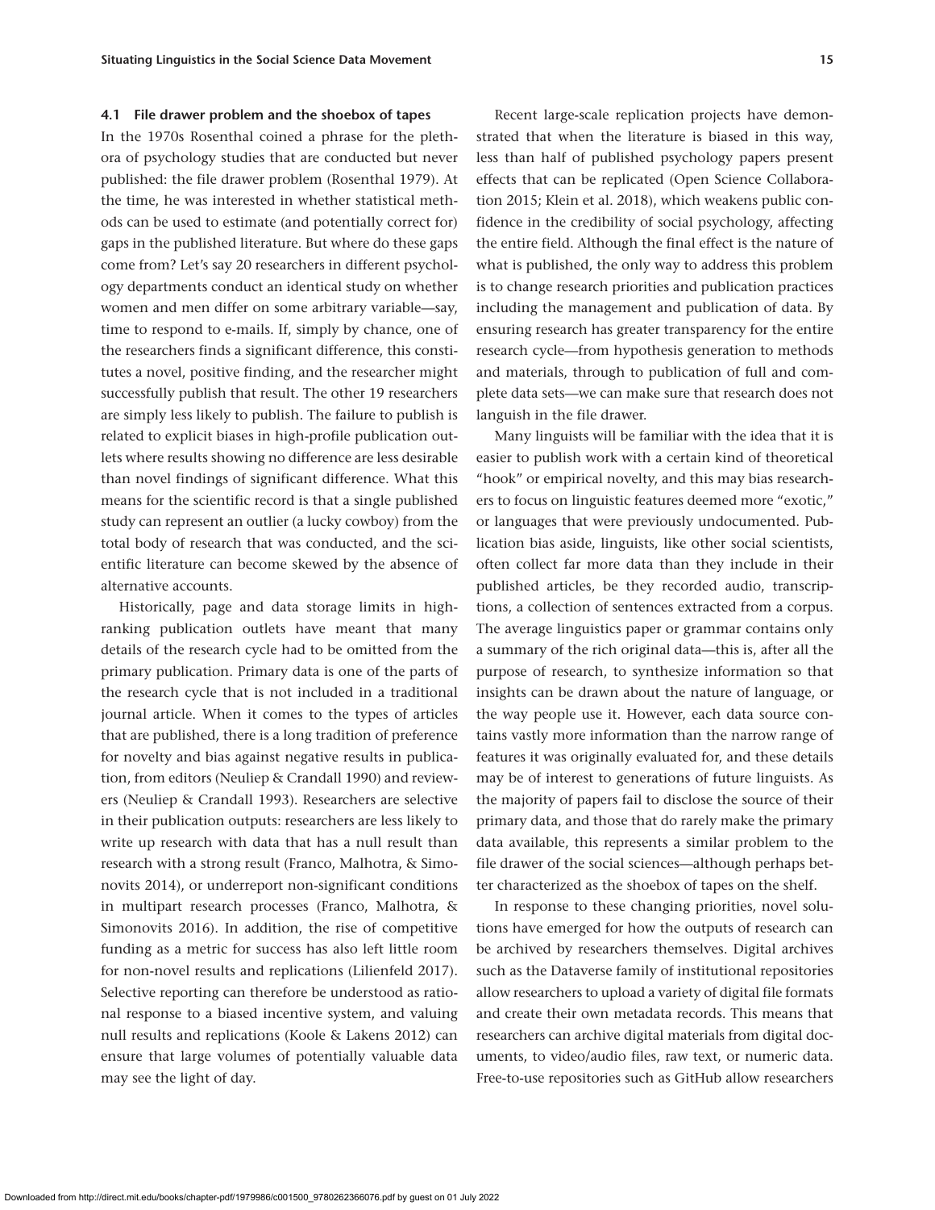### 4.1 File drawer problem and the shoebox of tapes

In the 1970s Rosenthal coined a phrase for the plethora of psychology studies that are conducted but never published: the file drawer problem (Rosenthal 1979). At the time, he was interested in whether statistical methods can be used to estimate (and potentially correct for) gaps in the published literature. But where do these gaps come from? Let's say 20 researchers in different psychology departments conduct an identical study on whether women and men differ on some arbitrary variable—say, time to respond to e-mails. If, simply by chance, one of the researchers finds a significant difference, this constitutes a novel, positive finding, and the researcher might successfully publish that result. The other 19 researchers are simply less likely to publish. The failure to publish is related to explicit biases in high-profile publication outlets where results showing no difference are less desirable than novel findings of significant difference. What this means for the scientific record is that a single published study can represent an outlier (a lucky cowboy) from the total body of research that was conducted, and the scientific literature can become skewed by the absence of alternative accounts.

Historically, page and data storage limits in high-ranking publication outlets have meant that many details of the research cycle had to be omitted from the primary publication. Primary data is one of the parts of the research cycle that is not included in a traditional journal article. When it comes to the types of articles that are published, there is a long tradition of preference for novelty and bias against negative results in publication, from editors (Neuliep & Crandall 1990) and reviewers (Neuliep & Crandall 1993). Researchers are selective in their publication outputs: researchers are less likely to write up research with data that has a null result than research with a strong result (Franco, Malhotra, & Simonovits 2014), or underreport non-significant conditions in multipart research processes (Franco, Malhotra, & Simonovits 2016). In addition, the rise of competitive funding as a metric for success has also left little room for non-novel results and replications (Lilienfeld 2017). Selective reporting can therefore be understood as rational response to a biased incentive system, and valuing null results and replications (Koole & Lakens 2012) can ensure that large volumes of potentially valuable data may see the light of day.

Recent large-scale replication projects have demonstrated that when the literature is biased in this way, less than half of published psychology papers present effects that can be replicated (Open Science Collaboration 2015; Klein et al. 2018), which weakens public confidence in the credibility of social psychology, affecting the entire field. Although the final effect is the nature of what is published, the only way to address this problem is to change research priorities and publication practices including the management and publication of data. By ensuring research has greater transparency for the entire research cycle—from hypothesis generation to methods and materials, through to publication of full and complete data sets—we can make sure that research does not languish in the file drawer.

Many linguists will be familiar with the idea that it is easier to publish work with a certain kind of theoretical "hook" or empirical novelty, and this may bias researchers to focus on linguistic features deemed more "exotic," or languages that were previously undocumented. Publication bias aside, linguists, like other social scientists, often collect far more data than they include in their published articles, be they recorded audio, transcriptions, a collection of sentences extracted from a corpus. The average linguistics paper or grammar contains only a summary of the rich original data—this is, after all the purpose of research, to synthesize information so that insights can be drawn about the nature of language, or the way people use it. However, each data source contains vastly more information than the narrow range of features it was originally evaluated for, and these details may be of interest to generations of future linguists. As the majority of papers fail to disclose the source of their primary data, and those that do rarely make the primary data available, this represents a similar problem to the file drawer of the social sciences—although perhaps better characterized as the shoebox of tapes on the shelf.

In response to these changing priorities, novel solutions have emerged for how the outputs of research can be archived by researchers themselves. Digital archives such as the Dataverse family of institutional repositories allow researchers to upload a variety of digital file formats and create their own metadata records. This means that researchers can archive digital materials from digital documents, to video/audio files, raw text, or numeric data. Free-to-use repositories such as GitHub allow researchers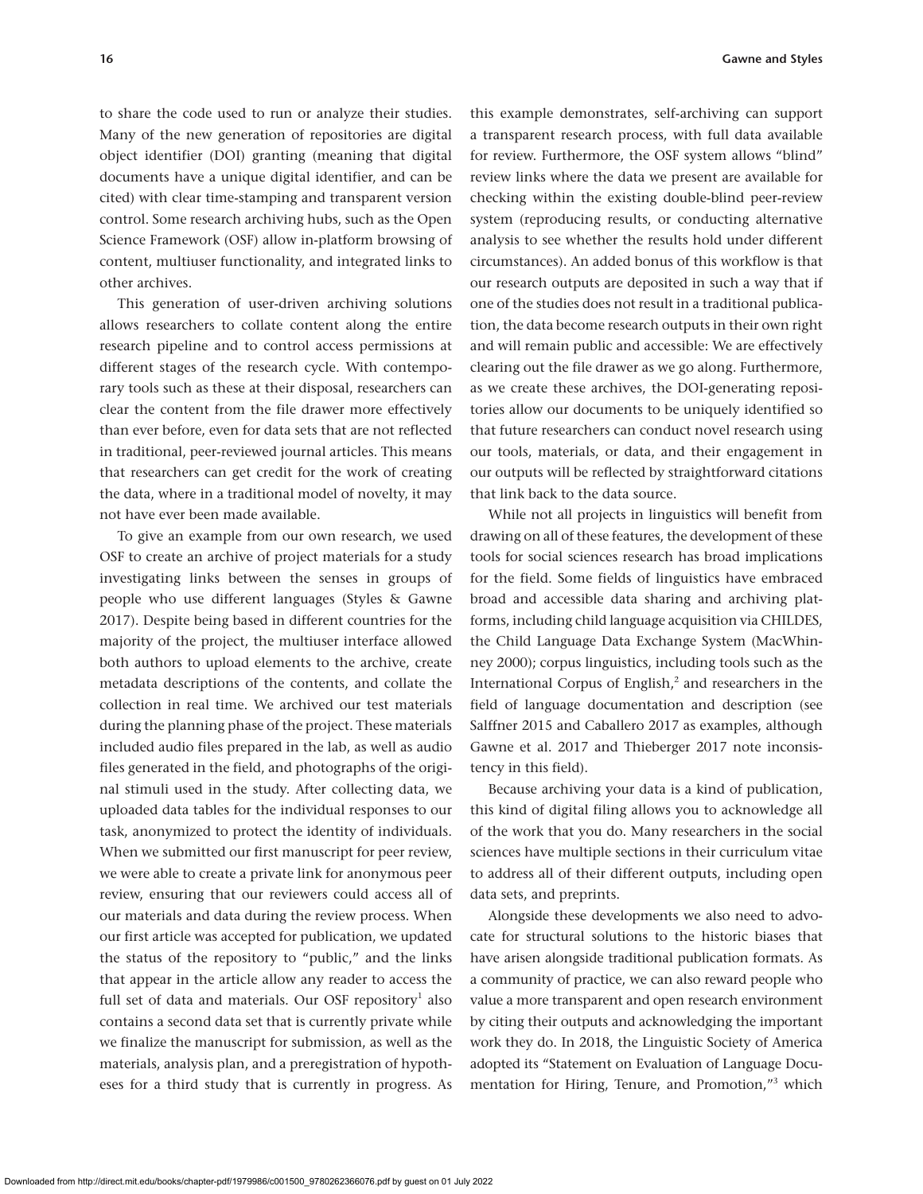to share the code used to run or analyze their studies. Many of the new generation of repositories are digital object identifier (DOI) granting (meaning that digital documents have a unique digital identifier, and can be cited) with clear time-stamping and transparent version control. Some research archiving hubs, such as the Open Science Framework (OSF) allow in-platform browsing of content, multiuser functionality, and integrated links to other archives.

This generation of user-driven archiving solutions allows researchers to collate content along the entire research pipeline and to control access permissions at different stages of the research cycle. With contemporary tools such as these at their disposal, researchers can clear the content from the file drawer more effectively than ever before, even for data sets that are not reflected in traditional, peer-reviewed journal articles. This means that researchers can get credit for the work of creating the data, where in a traditional model of novelty, it may not have ever been made available.

To give an example from our own research, we used OSF to create an archive of project materials for a study investigating links between the senses in groups of people who use different languages (Styles & Gawne 2017). Despite being based in different countries for the majority of the project, the multiuser interface allowed both authors to upload elements to the archive, create metadata descriptions of the contents, and collate the collection in real time. We archived our test materials during the planning phase of the project. These materials included audio files prepared in the lab, as well as audio files generated in the field, and photographs of the original stimuli used in the study. After collecting data, we uploaded data tables for the individual responses to our task, anonymized to protect the identity of individuals. When we submitted our first manuscript for peer review, we were able to create a private link for anonymous peer review, ensuring that our reviewers could access all of our materials and data during the review process. When our first article was accepted for publication, we updated the status of the repository to "public," and the links that appear in the article allow any reader to access the full set of data and materials. Our OSF repository[1] also contains a second data set that is currently private while we finalize the manuscript for submission, as well as the materials, analysis plan, and a preregistration of hypotheses for a third study that is currently in progress. As this example demonstrates, self-archiving can support a transparent research process, with full data available for review. Furthermore, the OSF system allows "blind" review links where the data we present are available for checking within the existing double-blind peer-review system (reproducing results, or conducting alternative analysis to see whether the results hold under different circumstances). An added bonus of this workflow is that our research outputs are deposited in such a way that if one of the studies does not result in a traditional publication, the data become research outputs in their own right and will remain public and accessible: We are effectively clearing out the file drawer as we go along. Furthermore, as we create these archives, the DOI-generating repositories allow our documents to be uniquely identified so that future researchers can conduct novel research using our tools, materials, or data, and their engagement in our outputs will be reflected by straightforward citations that link back to the data source.

While not all projects in linguistics will benefit from drawing on all of these features, the development of these tools for social sciences research has broad implications for the field. Some fields of linguistics have embraced broad and accessible data sharing and archiving platforms, including child language acquisition via CHILDES, the Child Language Data Exchange System (MacWhinney 2000); corpus linguistics, including tools such as the International Corpus of English,[2] and researchers in the field of language documentation and description (see Salffner 2015 and Caballero 2017 as examples, although Gawne et al. 2017 and Thieberger 2017 note inconsistency in this field).

Because archiving your data is a kind of publication, this kind of digital filing allows you to acknowledge all of the work that you do. Many researchers in the social sciences have multiple sections in their curriculum vitae to address all of their different outputs, including open data sets, and preprints.

Alongside these developments we also need to advocate for structural solutions to the historic biases that have arisen alongside traditional publication formats. As a community of practice, we can also reward people who value a more transparent and open research environment by citing their outputs and acknowledging the important work they do. In 2018, the Linguistic Society of America adopted its "Statement on Evaluation of Language Documentation for Hiring, Tenure, and Promotion,"[3] which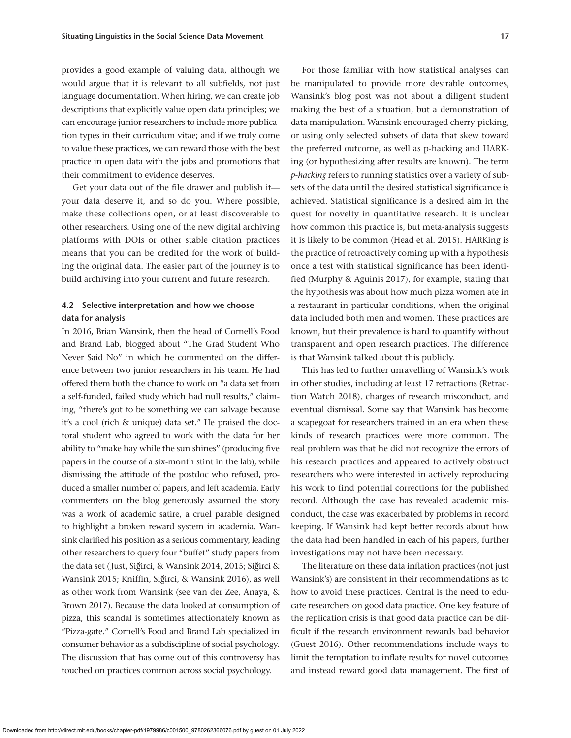provides a good example of valuing data, although we would argue that it is relevant to all subfields, not just language documentation. When hiring, we can create job descriptions that explicitly value open data principles; we can encourage junior researchers to include more publication types in their curriculum vitae; and if we truly come to value these practices, we can reward those with the best practice in open data with the jobs and promotions that their commitment to evidence deserves.

Get your data out of the file drawer and publish it—your data deserve it, and so do you. Where possible, make these collections open, or at least discoverable to other researchers. Using one of the new digital archiving platforms with DOIs or other stable citation practices means that you can be credited for the work of building the original data. The easier part of the journey is to build archiving into your current and future research.

### 4.2 Selective interpretation and how we choose data for analysis

In 2016, Brian Wansink, then the head of Cornell's Food and Brand Lab, blogged about "The Grad Student Who Never Said No" in which he commented on the difference between two junior researchers in his team. He had offered them both the chance to work on "a data set from a self-funded, failed study which had null results," claiming, "there's got to be something we can salvage because it's a cool (rich & unique) data set." He praised the doctoral student who agreed to work with the data for her ability to "make hay while the sun shines" (producing five papers in the course of a six-month stint in the lab), while dismissing the attitude of the postdoc who refused, produced a smaller number of papers, and left academia. Early commenters on the blog generously assumed the story was a work of academic satire, a cruel parable designed to highlight a broken reward system in academia. Wansink clarified his position as a serious commentary, leading other researchers to query four "buffet" study papers from the data set (Just, Siğirci, & Wansink 2014, 2015; Siğirci & Wansink 2015; Kniffin, Siğirci, & Wansink 2016), as well as other work from Wansink (see van der Zee, Anaya, & Brown 2017). Because the data looked at consumption of pizza, this scandal is sometimes affectionately known as "Pizza-gate." Cornell's Food and Brand Lab specialized in consumer behavior as a subdiscipline of social psychology. The discussion that has come out of this controversy has touched on practices common across social psychology.

For those familiar with how statistical analyses can be manipulated to provide more desirable outcomes, Wansink's blog post was not about a diligent student making the best of a situation, but a demonstration of data manipulation. Wansink encouraged cherry-picking, or using only selected subsets of data that skew toward the preferred outcome, as well as p-hacking and HARKing (or hypothesizing after results are known). The term *p-hacking* refers to running statistics over a variety of subsets of the data until the desired statistical significance is achieved. Statistical significance is a desired aim in the quest for novelty in quantitative research. It is unclear how common this practice is, but meta-analysis suggests it is likely to be common (Head et al. 2015). HARKing is the practice of retroactively coming up with a hypothesis once a test with statistical significance has been identified (Murphy & Aguinis 2017), for example, stating that the hypothesis was about how much pizza women ate in a restaurant in particular conditions, when the original data included both men and women. These practices are known, but their prevalence is hard to quantify without transparent and open research practices. The difference is that Wansink talked about this publicly.

This has led to further unravelling of Wansink's work in other studies, including at least 17 retractions (Retraction Watch 2018), charges of research misconduct, and eventual dismissal. Some say that Wansink has become a scapegoat for researchers trained in an era when these kinds of research practices were more common. The real problem was that he did not recognize the errors of his research practices and appeared to actively obstruct researchers who were interested in actively reproducing his work to find potential corrections for the published record. Although the case has revealed academic misconduct, the case was exacerbated by problems in record keeping. If Wansink had kept better records about how the data had been handled in each of his papers, further investigations may not have been necessary.

The literature on these data inflation practices (not just Wansink's) are consistent in their recommendations as to how to avoid these practices. Central is the need to educate researchers on good data practice. One key feature of the replication crisis is that good data practice can be difficult if the research environment rewards bad behavior (Guest 2016). Other recommendations include ways to limit the temptation to inflate results for novel outcomes and instead reward good data management. The first of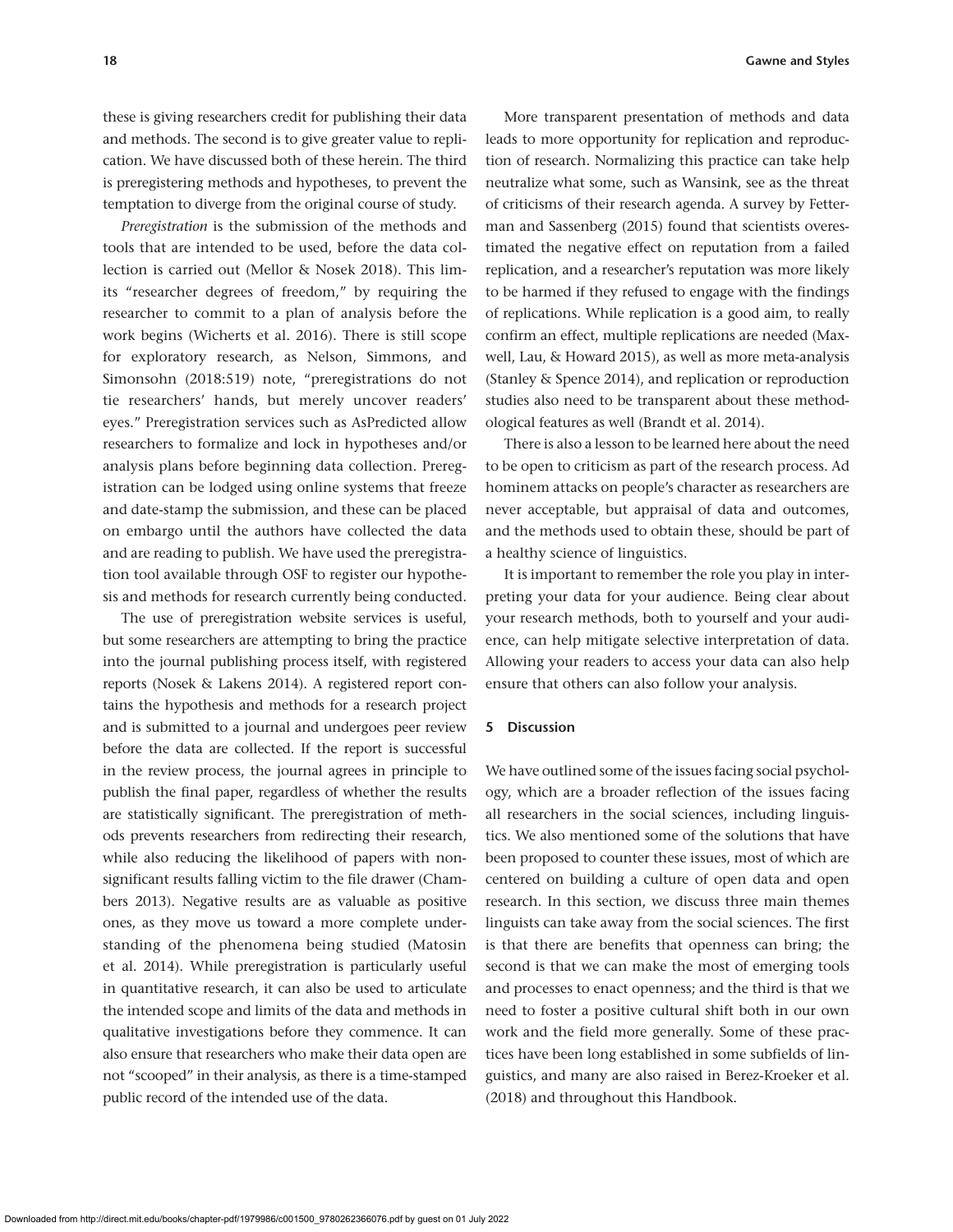these is giving researchers credit for publishing their data and methods. The second is to give greater value to replication. We have discussed both of these herein. The third is preregistering methods and hypotheses, to prevent the temptation to diverge from the original course of study.

*Preregistration* is the submission of the methods and tools that are intended to be used, before the data collection is carried out (Mellor & Nosek 2018). This limits "researcher degrees of freedom," by requiring the researcher to commit to a plan of analysis before the work begins (Wicherts et al. 2016). There is still scope for exploratory research, as Nelson, Simmons, and Simonsohn (2018:519) note, "preregistrations do not tie researchers' hands, but merely uncover readers' eyes." Preregistration services such as AsPredicted allow researchers to formalize and lock in hypotheses and/or analysis plans before beginning data collection. Preregistration can be lodged using online systems that freeze and date-stamp the submission, and these can be placed on embargo until the authors have collected the data and are reading to publish. We have used the preregistration tool available through OSF to register our hypothesis and methods for research currently being conducted.

The use of preregistration website services is useful, but some researchers are attempting to bring the practice into the journal publishing process itself, with registered reports (Nosek & Lakens 2014). A registered report contains the hypothesis and methods for a research project and is submitted to a journal and undergoes peer review before the data are collected. If the report is successful in the review process, the journal agrees in principle to publish the final paper, regardless of whether the results are statistically significant. The preregistration of methods prevents researchers from redirecting their research, while also reducing the likelihood of papers with nonsignificant results falling victim to the file drawer (Chambers 2013). Negative results are as valuable as positive ones, as they move us toward a more complete understanding of the phenomena being studied (Matosin et al. 2014). While preregistration is particularly useful in quantitative research, it can also be used to articulate the intended scope and limits of the data and methods in qualitative investigations before they commence. It can also ensure that researchers who make their data open are not "scooped" in their analysis, as there is a time-stamped public record of the intended use of the data.

More transparent presentation of methods and data leads to more opportunity for replication and reproduction of research. Normalizing this practice can take help neutralize what some, such as Wansink, see as the threat of criticisms of their research agenda. A survey by Fetterman and Sassenberg (2015) found that scientists overestimated the negative effect on reputation from a failed replication, and a researcher's reputation was more likely to be harmed if they refused to engage with the findings of replications. While replication is a good aim, to really confirm an effect, multiple replications are needed (Maxwell, Lau, & Howard 2015), as well as more meta-analysis (Stanley & Spence 2014), and replication or reproduction studies also need to be transparent about these methodological features as well (Brandt et al. 2014).

There is also a lesson to be learned here about the need to be open to criticism as part of the research process. Ad hominem attacks on people's character as researchers are never acceptable, but appraisal of data and outcomes, and the methods used to obtain these, should be part of a healthy science of linguistics.

It is important to remember the role you play in interpreting your data for your audience. Being clear about your research methods, both to yourself and your audience, can help mitigate selective interpretation of data. Allowing your readers to access your data can also help ensure that others can also follow your analysis.

## 5 Discussion

We have outlined some of the issues facing social psychology, which are a broader reflection of the issues facing all researchers in the social sciences, including linguistics. We also mentioned some of the solutions that have been proposed to counter these issues, most of which are centered on building a culture of open data and open research. In this section, we discuss three main themes linguists can take away from the social sciences. The first is that there are benefits that openness can bring; the second is that we can make the most of emerging tools and processes to enact openness; and the third is that we need to foster a positive cultural shift both in our own work and the field more generally. Some of these practices have been long established in some subfields of linguistics, and many are also raised in Berez-Kroeker et al. (2018) and throughout this Handbook.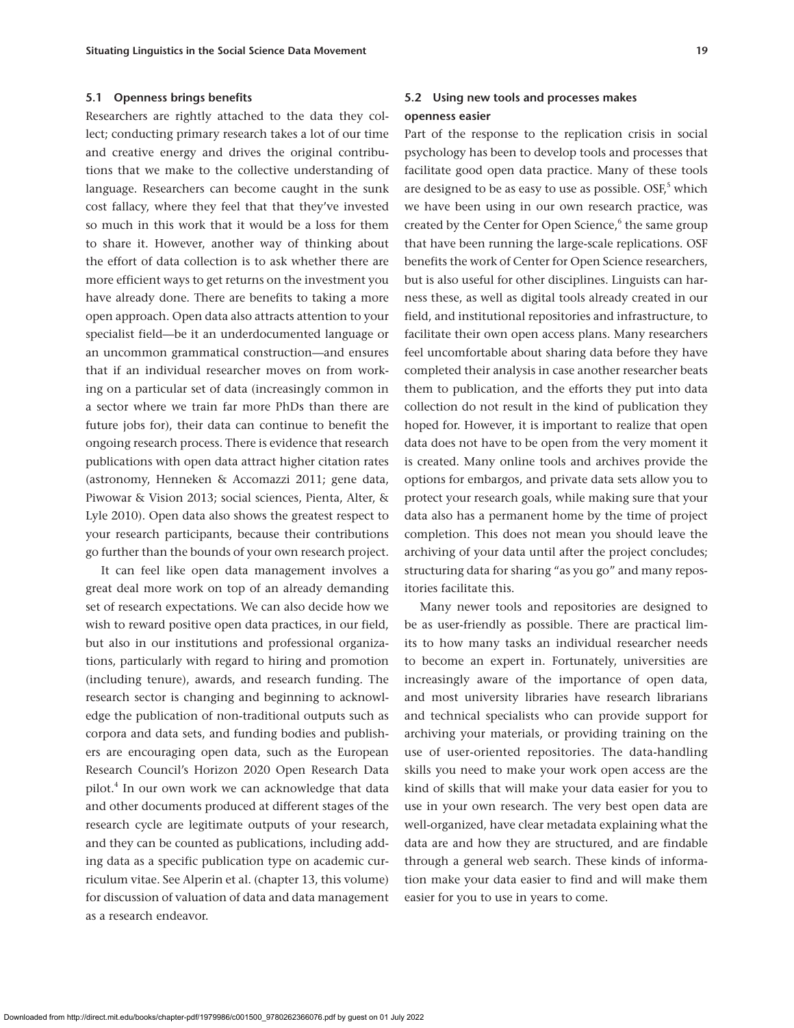### 5.1 Openness brings benefits

Researchers are rightly attached to the data they collect; conducting primary research takes a lot of our time and creative energy and drives the original contributions that we make to the collective understanding of language. Researchers can become caught in the sunk cost fallacy, where they feel that that they've invested so much in this work that it would be a loss for them to share it. However, another way of thinking about the effort of data collection is to ask whether there are more efficient ways to get returns on the investment you have already done. There are benefits to taking a more open approach. Open data also attracts attention to your specialist field—be it an underdocumented language or an uncommon grammatical construction—and ensures that if an individual researcher moves on from working on a particular set of data (increasingly common in a sector where we train far more PhDs than there are future jobs for), their data can continue to benefit the ongoing research process. There is evidence that research publications with open data attract higher citation rates (astronomy, Henneken & Accomazzi 2011; gene data, Piwowar & Vision 2013; social sciences, Pienta, Alter, & Lyle 2010). Open data also shows the greatest respect to your research participants, because their contributions go further than the bounds of your own research project.

It can feel like open data management involves a great deal more work on top of an already demanding set of research expectations. We can also decide how we wish to reward positive open data practices, in our field, but also in our institutions and professional organizations, particularly with regard to hiring and promotion (including tenure), awards, and research funding. The research sector is changing and beginning to acknowledge the publication of non-traditional outputs such as corpora and data sets, and funding bodies and publishers are encouraging open data, such as the European Research Council's Horizon 2020 Open Research Data pilot.[4] In our own work we can acknowledge that data and other documents produced at different stages of the research cycle are legitimate outputs of your research, and they can be counted as publications, including adding data as a specific publication type on academic curriculum vitae. See Alperin et al. (chapter 13, this volume) for discussion of valuation of data and data management as a research endeavor.

### 5.2 Using new tools and processes makes openness easier

Part of the response to the replication crisis in social psychology has been to develop tools and processes that facilitate good open data practice. Many of these tools are designed to be as easy to use as possible. OSF,[5] which we have been using in our own research practice, was created by the Center for Open Science,[6] the same group that have been running the large-scale replications. OSF benefits the work of Center for Open Science researchers, but is also useful for other disciplines. Linguists can harness these, as well as digital tools already created in our field, and institutional repositories and infrastructure, to facilitate their own open access plans. Many researchers feel uncomfortable about sharing data before they have completed their analysis in case another researcher beats them to publication, and the efforts they put into data collection do not result in the kind of publication they hoped for. However, it is important to realize that open data does not have to be open from the very moment it is created. Many online tools and archives provide the options for embargos, and private data sets allow you to protect your research goals, while making sure that your data also has a permanent home by the time of project completion. This does not mean you should leave the archiving of your data until after the project concludes; structuring data for sharing "as you go" and many repositories facilitate this.

Many newer tools and repositories are designed to be as user-friendly as possible. There are practical limits to how many tasks an individual researcher needs to become an expert in. Fortunately, universities are increasingly aware of the importance of open data, and most university libraries have research librarians and technical specialists who can provide support for archiving your materials, or providing training on the use of user-oriented repositories. The data-handling skills you need to make your work open access are the kind of skills that will make your data easier for you to use in your own research. The very best open data are well-organized, have clear metadata explaining what the data are and how they are structured, and are findable through a general web search. These kinds of information make your data easier to find and will make them easier for you to use in years to come.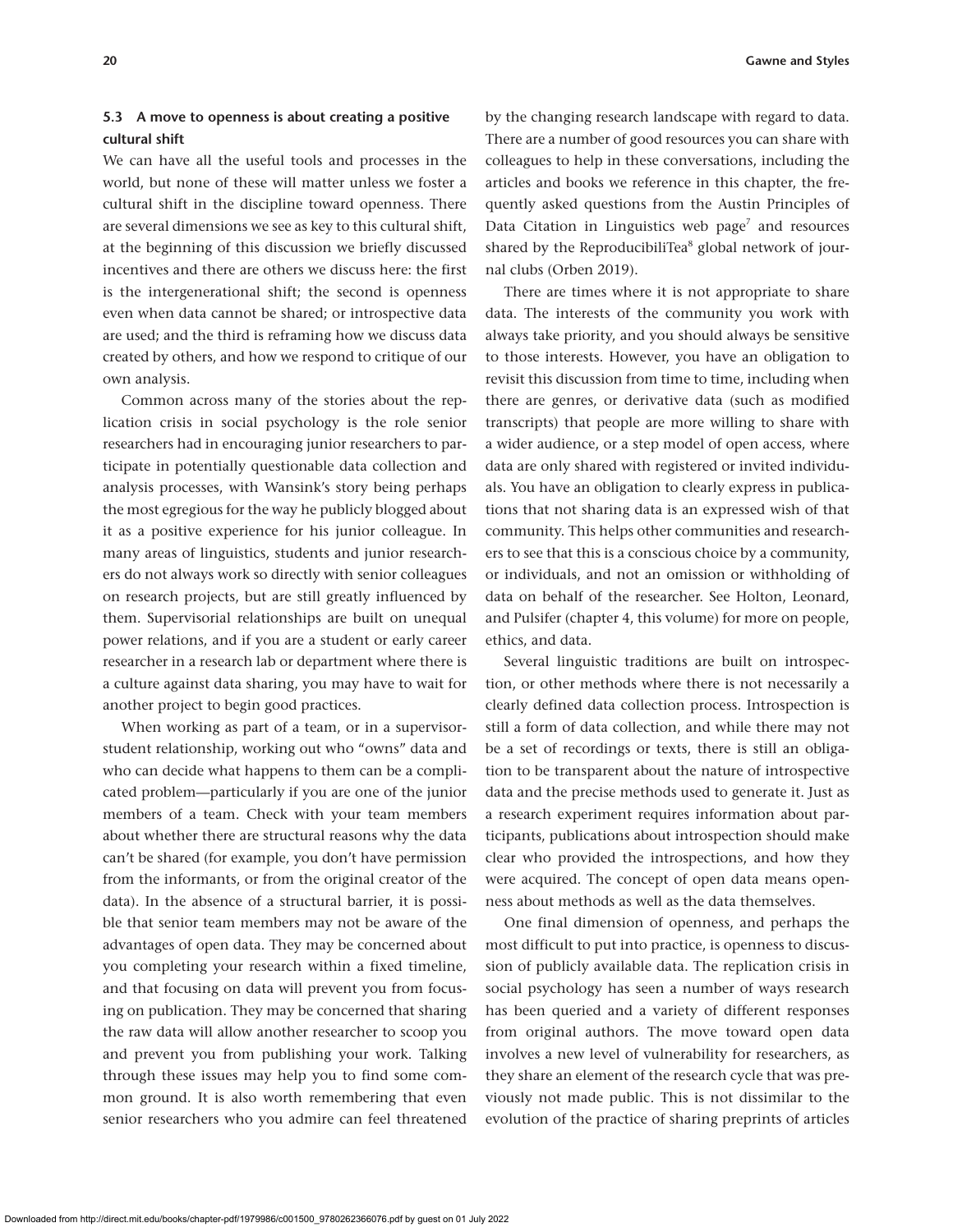### 5.3 A move to openness is about creating a positive cultural shift

We can have all the useful tools and processes in the world, but none of these will matter unless we foster a cultural shift in the discipline toward openness. There are several dimensions we see as key to this cultural shift, at the beginning of this discussion we briefly discussed incentives and there are others we discuss here: the first is the intergenerational shift; the second is openness even when data cannot be shared; or introspective data are used; and the third is reframing how we discuss data created by others, and how we respond to critique of our own analysis.

Common across many of the stories about the replication crisis in social psychology is the role senior researchers had in encouraging junior researchers to participate in potentially questionable data collection and analysis processes, with Wansink's story being perhaps the most egregious for the way he publicly blogged about it as a positive experience for his junior colleague. In many areas of linguistics, students and junior researchers do not always work so directly with senior colleagues on research projects, but are still greatly influenced by them. Supervisorial relationships are built on unequal power relations, and if you are a student or early career researcher in a research lab or department where there is a culture against data sharing, you may have to wait for another project to begin good practices.

When working as part of a team, or in a supervisor-student relationship, working out who "owns" data and who can decide what happens to them can be a complicated problem—particularly if you are one of the junior members of a team. Check with your team members about whether there are structural reasons why the data can't be shared (for example, you don't have permission from the informants, or from the original creator of the data). In the absence of a structural barrier, it is possible that senior team members may not be aware of the advantages of open data. They may be concerned about you completing your research within a fixed timeline, and that focusing on data will prevent you from focusing on publication. They may be concerned that sharing the raw data will allow another researcher to scoop you and prevent you from publishing your work. Talking through these issues may help you to find some common ground. It is also worth remembering that even senior researchers who you admire can feel threatened by the changing research landscape with regard to data. There are a number of good resources you can share with colleagues to help in these conversations, including the articles and books we reference in this chapter, the frequently asked questions from the Austin Principles of Data Citation in Linguistics web page[7] and resources shared by the ReproducibiliTea[8] global network of journal clubs (Orben 2019).

There are times where it is not appropriate to share data. The interests of the community you work with always take priority, and you should always be sensitive to those interests. However, you have an obligation to revisit this discussion from time to time, including when there are genres, or derivative data (such as modified transcripts) that people are more willing to share with a wider audience, or a step model of open access, where data are only shared with registered or invited individuals. You have an obligation to clearly express in publications that not sharing data is an expressed wish of that community. This helps other communities and researchers to see that this is a conscious choice by a community, or individuals, and not an omission or withholding of data on behalf of the researcher. See Holton, Leonard, and Pulsifer (chapter 4, this volume) for more on people, ethics, and data.

Several linguistic traditions are built on introspection, or other methods where there is not necessarily a clearly defined data collection process. Introspection is still a form of data collection, and while there may not be a set of recordings or texts, there is still an obligation to be transparent about the nature of introspective data and the precise methods used to generate it. Just as a research experiment requires information about participants, publications about introspection should make clear who provided the introspections, and how they were acquired. The concept of open data means openness about methods as well as the data themselves.

One final dimension of openness, and perhaps the most difficult to put into practice, is openness to discussion of publicly available data. The replication crisis in social psychology has seen a number of ways research has been queried and a variety of different responses from original authors. The move toward open data involves a new level of vulnerability for researchers, as they share an element of the research cycle that was previously not made public. This is not dissimilar to the evolution of the practice of sharing preprints of articles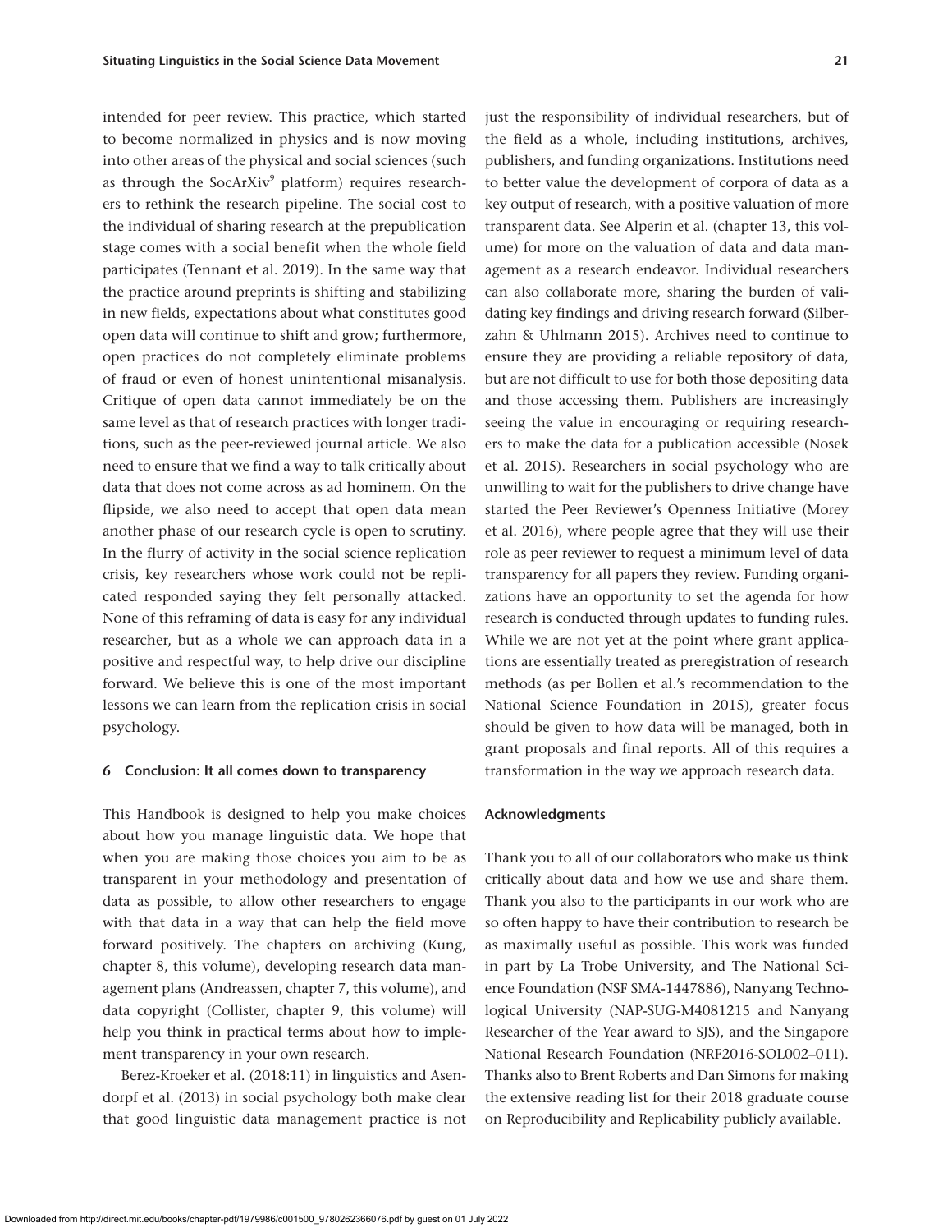intended for peer review. This practice, which started to become normalized in physics and is now moving into other areas of the physical and social sciences (such as through the SocArXiv[9] platform) requires researchers to rethink the research pipeline. The social cost to the individual of sharing research at the prepublication stage comes with a social benefit when the whole field participates (Tennant et al. 2019). In the same way that the practice around preprints is shifting and stabilizing in new fields, expectations about what constitutes good open data will continue to shift and grow; furthermore, open practices do not completely eliminate problems of fraud or even of honest unintentional misanalysis. Critique of open data cannot immediately be on the same level as that of research practices with longer traditions, such as the peer-reviewed journal article. We also need to ensure that we find a way to talk critically about data that does not come across as ad hominem. On the flipside, we also need to accept that open data mean another phase of our research cycle is open to scrutiny. In the flurry of activity in the social science replication crisis, key researchers whose work could not be replicated responded saying they felt personally attacked. None of this reframing of data is easy for any individual researcher, but as a whole we can approach data in a positive and respectful way, to help drive our discipline forward. We believe this is one of the most important lessons we can learn from the replication crisis in social psychology.

## 6 Conclusion: It all comes down to transparency

This Handbook is designed to help you make choices about how you manage linguistic data. We hope that when you are making those choices you aim to be as transparent in your methodology and presentation of data as possible, to allow other researchers to engage with that data in a way that can help the field move forward positively. The chapters on archiving (Kung, chapter 8, this volume), developing research data management plans (Andreassen, chapter 7, this volume), and data copyright (Collister, chapter 9, this volume) will help you think in practical terms about how to implement transparency in your own research.

Berez-Kroeker et al. (2018:11) in linguistics and Asendorpf et al. (2013) in social psychology both make clear that good linguistic data management practice is not just the responsibility of individual researchers, but of the field as a whole, including institutions, archives, publishers, and funding organizations. Institutions need to better value the development of corpora of data as a key output of research, with a positive valuation of more transparent data. See Alperin et al. (chapter 13, this volume) for more on the valuation of data and data management as a research endeavor. Individual researchers can also collaborate more, sharing the burden of validating key findings and driving research forward (Silberzahn & Uhlmann 2015). Archives need to continue to ensure they are providing a reliable repository of data, but are not difficult to use for both those depositing data and those accessing them. Publishers are increasingly seeing the value in encouraging or requiring researchers to make the data for a publication accessible (Nosek et al. 2015). Researchers in social psychology who are unwilling to wait for the publishers to drive change have started the Peer Reviewer's Openness Initiative (Morey et al. 2016), where people agree that they will use their role as peer reviewer to request a minimum level of data transparency for all papers they review. Funding organizations have an opportunity to set the agenda for how research is conducted through updates to funding rules. While we are not yet at the point where grant applications are essentially treated as preregistration of research methods (as per Bollen et al.'s recommendation to the National Science Foundation in 2015), greater focus should be given to how data will be managed, both in grant proposals and final reports. All of this requires a transformation in the way we approach research data.

### Acknowledgments

Thank you to all of our collaborators who make us think critically about data and how we use and share them. Thank you also to the participants in our work who are so often happy to have their contribution to research be as maximally useful as possible. This work was funded in part by La Trobe University, and The National Science Foundation (NSF SMA-1447886), Nanyang Technological University (NAP-SUG-M4081215 and Nanyang Researcher of the Year award to SJS), and the Singapore National Research Foundation (NRF2016-SOL002–011). Thanks also to Brent Roberts and Dan Simons for making the extensive reading list for their 2018 graduate course on Reproducibility and Replicability publicly available.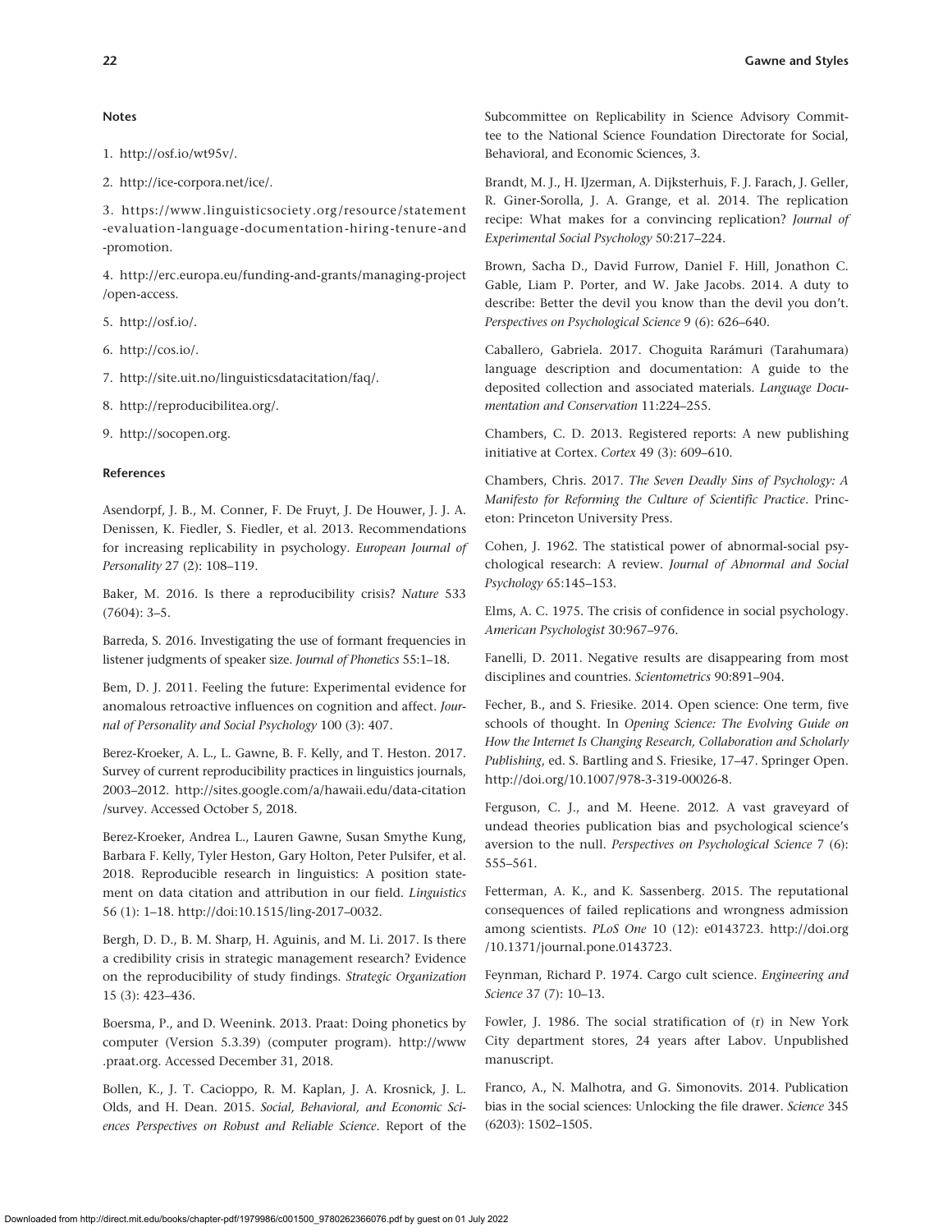### Notes

1. http://osf.io/wt95v/.

2. http://ice-corpora.net/ice/.

3. https://www.linguisticsociety.org/resource/statement-evaluation-language-documentation-hiring-tenure-and-promotion.

4. http://erc.europa.eu/funding-and-grants/managing-project/open-access.

5. http://osf.io/.

6. http://cos.io/.

7. http://site.uit.no/linguisticsdatacitation/faq/.

8. http://reproducibilitea.org/.

9. http://socopen.org.

### References

Asendorpf, J. B., M. Conner, F. De Fruyt, J. De Houwer, J. J. A. Denissen, K. Fiedler, S. Fiedler, et al. 2013. Recommendations for increasing replicability in psychology. *European Journal of Personality* 27 (2): 108–119.

Baker, M. 2016. Is there a reproducibility crisis? *Nature* 533 (7604): 3–5.

Barreda, S. 2016. Investigating the use of formant frequencies in listener judgments of speaker size. *Journal of Phonetics* 55:1–18.

Bem, D. J. 2011. Feeling the future: Experimental evidence for anomalous retroactive influences on cognition and affect. *Journal of Personality and Social Psychology* 100 (3): 407.

Berez-Kroeker, A. L., L. Gawne, B. F. Kelly, and T. Heston. 2017. Survey of current reproducibility practices in linguistics journals, 2003–2012. http://sites.google.com/a/hawaii.edu/data-citation/survey. Accessed October 5, 2018.

Berez-Kroeker, Andrea L., Lauren Gawne, Susan Smythe Kung, Barbara F. Kelly, Tyler Heston, Gary Holton, Peter Pulsifer, et al. 2018. Reproducible research in linguistics: A position statement on data citation and attribution in our field. *Linguistics* 56 (1): 1–18. http://doi:10.1515/ling-2017–0032.

Bergh, D. D., B. M. Sharp, H. Aguinis, and M. Li. 2017. Is there a credibility crisis in strategic management research? Evidence on the reproducibility of study findings. *Strategic Organization* 15 (3): 423–436.

Boersma, P., and D. Weenink. 2013. Praat: Doing phonetics by computer (Version 5.3.39) (computer program). http://www.praat.org. Accessed December 31, 2018.

Bollen, K., J. T. Cacioppo, R. M. Kaplan, J. A. Krosnick, J. L. Olds, and H. Dean. 2015. *Social, Behavioral, and Economic Sciences Perspectives on Robust and Reliable Science*. Report of the Subcommittee on Replicability in Science Advisory Committee to the National Science Foundation Directorate for Social, Behavioral, and Economic Sciences, 3.

Brandt, M. J., H. IJzerman, A. Dijksterhuis, F. J. Farach, J. Geller, R. Giner-Sorolla, J. A. Grange, et al. 2014. The replication recipe: What makes for a convincing replication? *Journal of Experimental Social Psychology* 50:217–224.

Brown, Sacha D., David Furrow, Daniel F. Hill, Jonathon C. Gable, Liam P. Porter, and W. Jake Jacobs. 2014. A duty to describe: Better the devil you know than the devil you don't. *Perspectives on Psychological Science* 9 (6): 626–640.

Caballero, Gabriela. 2017. Choguita Rarámuri (Tarahumara) language description and documentation: A guide to the deposited collection and associated materials. *Language Documentation and Conservation* 11:224–255.

Chambers, C. D. 2013. Registered reports: A new publishing initiative at Cortex. *Cortex* 49 (3): 609–610.

Chambers, Chris. 2017. *The Seven Deadly Sins of Psychology: A Manifesto for Reforming the Culture of Scientific Practice*. Princeton: Princeton University Press.

Cohen, J. 1962. The statistical power of abnormal-social psychological research: A review. *Journal of Abnormal and Social Psychology* 65:145–153.

Elms, A. C. 1975. The crisis of confidence in social psychology. *American Psychologist* 30:967–976.

Fanelli, D. 2011. Negative results are disappearing from most disciplines and countries. *Scientometrics* 90:891–904.

Fecher, B., and S. Friesike. 2014. Open science: One term, five schools of thought. In *Opening Science: The Evolving Guide on How the Internet Is Changing Research, Collaboration and Scholarly Publishing*, ed. S. Bartling and S. Friesike, 17–47. Springer Open. http://doi.org/10.1007/978-3-319-00026-8.

Ferguson, C. J., and M. Heene. 2012. A vast graveyard of undead theories publication bias and psychological science's aversion to the null. *Perspectives on Psychological Science* 7 (6): 555–561.

Fetterman, A. K., and K. Sassenberg. 2015. The reputational consequences of failed replications and wrongness admission among scientists. *PLoS One* 10 (12): e0143723. http://doi.org/10.1371/journal.pone.0143723.

Feynman, Richard P. 1974. Cargo cult science. *Engineering and Science* 37 (7): 10–13.

Fowler, J. 1986. The social stratification of (r) in New York City department stores, 24 years after Labov. Unpublished manuscript.

Franco, A., N. Malhotra, and G. Simonovits. 2014. Publication bias in the social sciences: Unlocking the file drawer. *Science* 345 (6203): 1502–1505.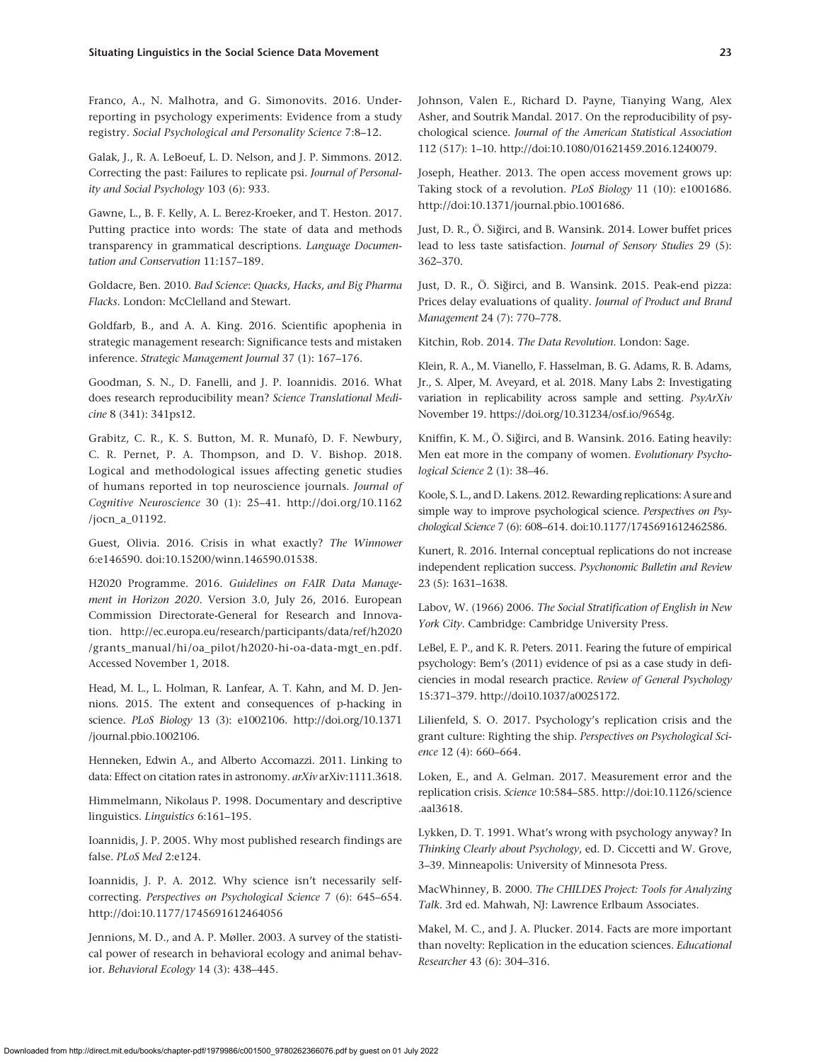Franco, A., N. Malhotra, and G. Simonovits. 2016. Underreporting in psychology experiments: Evidence from a study registry. *Social Psychological and Personality Science* 7:8–12.

Galak, J., R. A. LeBoeuf, L. D. Nelson, and J. P. Simmons. 2012. Correcting the past: Failures to replicate psi. *Journal of Personality and Social Psychology* 103 (6): 933.

Gawne, L., B. F. Kelly, A. L. Berez-Kroeker, and T. Heston. 2017. Putting practice into words: The state of data and methods transparency in grammatical descriptions. *Language Documentation and Conservation* 11:157–189.

Goldacre, Ben. 2010. *Bad Science: Quacks, Hacks, and Big Pharma Flacks*. London: McClelland and Stewart.

Goldfarb, B., and A. A. King. 2016. Scientific apophenia in strategic management research: Significance tests and mistaken inference. *Strategic Management Journal* 37 (1): 167–176.

Goodman, S. N., D. Fanelli, and J. P. Ioannidis. 2016. What does research reproducibility mean? *Science Translational Medicine* 8 (341): 341ps12.

Grabitz, C. R., K. S. Button, M. R. Munafò, D. F. Newbury, C. R. Pernet, P. A. Thompson, and D. V. Bishop. 2018. Logical and methodological issues affecting genetic studies of humans reported in top neuroscience journals. *Journal of Cognitive Neuroscience* 30 (1): 25–41. http://doi.org/10.1162/jocn_a_01192.

Guest, Olivia. 2016. Crisis in what exactly? *The Winnower* 6:e146590. doi:10.15200/winn.146590.01538.

H2020 Programme. 2016. *Guidelines on FAIR Data Management in Horizon 2020*. Version 3.0, July 26, 2016. European Commission Directorate-General for Research and Innovation. http://ec.europa.eu/research/participants/data/ref/h2020/grants_manual/hi/oa_pilot/h2020-hi-oa-data-mgt_en.pdf. Accessed November 1, 2018.

Head, M. L., L. Holman, R. Lanfear, A. T. Kahn, and M. D. Jennions. 2015. The extent and consequences of p-hacking in science. *PLoS Biology* 13 (3): e1002106. http://doi.org/10.1371/journal.pbio.1002106.

Henneken, Edwin A., and Alberto Accomazzi. 2011. Linking to data: Effect on citation rates in astronomy. *arXiv* arXiv:1111.3618.

Himmelmann, Nikolaus P. 1998. Documentary and descriptive linguistics. *Linguistics* 6:161–195.

Ioannidis, J. P. 2005. Why most published research findings are false. *PLoS Med* 2:e124.

Ioannidis, J. P. A. 2012. Why science isn't necessarily self-correcting. *Perspectives on Psychological Science* 7 (6): 645–654. http://doi:10.1177/1745691612464056

Jennions, M. D., and A. P. Møller. 2003. A survey of the statistical power of research in behavioral ecology and animal behavior. *Behavioral Ecology* 14 (3): 438–445.

Johnson, Valen E., Richard D. Payne, Tianying Wang, Alex Asher, and Soutrik Mandal. 2017. On the reproducibility of psychological science. *Journal of the American Statistical Association* 112 (517): 1–10. http://doi:10.1080/01621459.2016.1240079.

Joseph, Heather. 2013. The open access movement grows up: Taking stock of a revolution. *PLoS Biology* 11 (10): e1001686. http://doi:10.1371/journal.pbio.1001686.

Just, D. R., Ö. Siğirci, and B. Wansink. 2014. Lower buffet prices lead to less taste satisfaction. *Journal of Sensory Studies* 29 (5): 362–370.

Just, D. R., Ö. Siğirci, and B. Wansink. 2015. Peak-end pizza: Prices delay evaluations of quality. *Journal of Product and Brand Management* 24 (7): 770–778.

Kitchin, Rob. 2014. *The Data Revolution*. London: Sage.

Klein, R. A., M. Vianello, F. Hasselman, B. G. Adams, R. B. Adams, Jr., S. Alper, M. Aveyard, et al. 2018. Many Labs 2: Investigating variation in replicability across sample and setting. *PsyArXiv* November 19. https://doi.org/10.31234/osf.io/9654g.

Kniffin, K. M., Ö. Siğirci, and B. Wansink. 2016. Eating heavily: Men eat more in the company of women. *Evolutionary Psychological Science* 2 (1): 38–46.

Koole, S. L., and D. Lakens. 2012. Rewarding replications: A sure and simple way to improve psychological science. *Perspectives on Psychological Science* 7 (6): 608–614. doi:10.1177/1745691612462586.

Kunert, R. 2016. Internal conceptual replications do not increase independent replication success. *Psychonomic Bulletin and Review* 23 (5): 1631–1638.

Labov, W. (1966) 2006. *The Social Stratification of English in New York City*. Cambridge: Cambridge University Press.

LeBel, E. P., and K. R. Peters. 2011. Fearing the future of empirical psychology: Bem's (2011) evidence of psi as a case study in deficiencies in modal research practice. *Review of General Psychology* 15:371–379. http://doi10.1037/a0025172.

Lilienfeld, S. O. 2017. Psychology's replication crisis and the grant culture: Righting the ship. *Perspectives on Psychological Science* 12 (4): 660–664.

Loken, E., and A. Gelman. 2017. Measurement error and the replication crisis. *Science* 10:584–585. http://doi:10.1126/science.aal3618.

Lykken, D. T. 1991. What's wrong with psychology anyway? In *Thinking Clearly about Psychology*, ed. D. Ciccetti and W. Grove, 3–39. Minneapolis: University of Minnesota Press.

MacWhinney, B. 2000. *The CHILDES Project: Tools for Analyzing Talk*. 3rd ed. Mahwah, NJ: Lawrence Erlbaum Associates.

Makel, M. C., and J. A. Plucker. 2014. Facts are more important than novelty: Replication in the education sciences. *Educational Researcher* 43 (6): 304–316.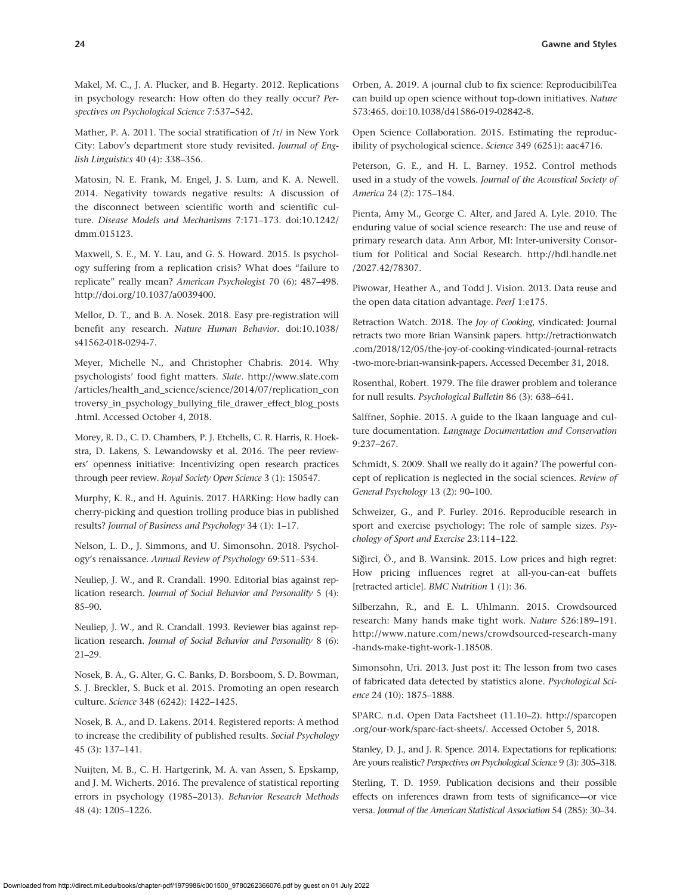Makel, M. C., J. A. Plucker, and B. Hegarty. 2012. Replications in psychology research: How often do they really occur? *Perspectives on Psychological Science* 7:537–542.

Mather, P. A. 2011. The social stratification of /r/ in New York City: Labov's department store study revisited. *Journal of English Linguistics* 40 (4): 338–356.

Matosin, N. E. Frank, M. Engel, J. S. Lum, and K. A. Newell. 2014. Negativity towards negative results: A discussion of the disconnect between scientific worth and scientific culture. *Disease Models and Mechanisms* 7:171–173. doi:10.1242/dmm.015123.

Maxwell, S. E., M. Y. Lau, and G. S. Howard. 2015. Is psychology suffering from a replication crisis? What does "failure to replicate" really mean? *American Psychologist* 70 (6): 487–498. http://doi.org/10.1037/a0039400.

Mellor, D. T., and B. A. Nosek. 2018. Easy pre-registration will benefit any research. *Nature Human Behavior*. doi:10.1038/s41562-018-0294-7.

Meyer, Michelle N., and Christopher Chabris. 2014. Why psychologists' food fight matters. *Slate*. http://www.slate.com/articles/health_and_science/science/2014/07/replication_controversy_in_psychology_bullying_file_drawer_effect_blog_posts.html. Accessed October 4, 2018.

Morey, R. D., C. D. Chambers, P. J. Etchells, C. R. Harris, R. Hoekstra, D. Lakens, S. Lewandowsky et al. 2016. The peer reviewers' openness initiative: Incentivizing open research practices through peer review. *Royal Society Open Science* 3 (1): 150547.

Murphy, K. R., and H. Aguinis. 2017. HARKing: How badly can cherry-picking and question trolling produce bias in published results? *Journal of Business and Psychology* 34 (1): 1–17.

Nelson, L. D., J. Simmons, and U. Simonsohn. 2018. Psychology's renaissance. *Annual Review of Psychology* 69:511–534.

Neuliep, J. W., and R. Crandall. 1990. Editorial bias against replication research. *Journal of Social Behavior and Personality* 5 (4): 85–90.

Neuliep, J. W., and R. Crandall. 1993. Reviewer bias against replication research. *Journal of Social Behavior and Personality* 8 (6): 21–29.

Nosek, B. A., G. Alter, G. C. Banks, D. Borsboom, S. D. Bowman, S. J. Breckler, S. Buck et al. 2015. Promoting an open research culture. *Science* 348 (6242): 1422–1425.

Nosek, B. A., and D. Lakens. 2014. Registered reports: A method to increase the credibility of published results. *Social Psychology* 45 (3): 137–141.

Nuijten, M. B., C. H. Hartgerink, M. A. van Assen, S. Epskamp, and J. M. Wicherts. 2016. The prevalence of statistical reporting errors in psychology (1985–2013). *Behavior Research Methods* 48 (4): 1205–1226.

Orben, A. 2019. A journal club to fix science: ReproducibiliTea can build up open science without top-down initiatives. *Nature* 573:465. doi:10.1038/d41586-019-02842-8.

Open Science Collaboration. 2015. Estimating the reproducibility of psychological science. *Science* 349 (6251): aac4716.

Peterson, G. E., and H. L. Barney. 1952. Control methods used in a study of the vowels. *Journal of the Acoustical Society of America* 24 (2): 175–184.

Pienta, Amy M., George C. Alter, and Jared A. Lyle. 2010. The enduring value of social science research: The use and reuse of primary research data. Ann Arbor, MI: Inter-university Consortium for Political and Social Research. http://hdl.handle.net/2027.42/78307.

Piwowar, Heather A., and Todd J. Vision. 2013. Data reuse and the open data citation advantage. *PeerJ* 1:e175.

Retraction Watch. 2018. The *Joy of Cooking*, vindicated: Journal retracts two more Brian Wansink papers. http://retractionwatch.com/2018/12/05/the-joy-of-cooking-vindicated-journal-retracts-two-more-brian-wansink-papers. Accessed December 31, 2018.

Rosenthal, Robert. 1979. The file drawer problem and tolerance for null results. *Psychological Bulletin* 86 (3): 638–641.

Salffner, Sophie. 2015. A guide to the Ikaan language and culture documentation. *Language Documentation and Conservation* 9:237–267.

Schmidt, S. 2009. Shall we really do it again? The powerful concept of replication is neglected in the social sciences. *Review of General Psychology* 13 (2): 90–100.

Schweizer, G., and P. Furley. 2016. Reproducible research in sport and exercise psychology: The role of sample sizes. *Psychology of Sport and Exercise* 23:114–122.

Siğirci, Ö., and B. Wansink. 2015. Low prices and high regret: How pricing influences regret at all-you-can-eat buffets [retracted article]. *BMC Nutrition* 1 (1): 36.

Silberzahn, R., and E. L. Uhlmann. 2015. Crowdsourced research: Many hands make tight work. *Nature* 526:189–191. http://www.nature.com/news/crowdsourced-research-many-hands-make-tight-work-1.18508.

Simonsohn, Uri. 2013. Just post it: The lesson from two cases of fabricated data detected by statistics alone. *Psychological Science* 24 (10): 1875–1888.

SPARC. n.d. Open Data Factsheet (11.10–2). http://sparcopen.org/our-work/sparc-fact-sheets/. Accessed October 5, 2018.

Stanley, D. J., and J. R. Spence. 2014. Expectations for replications: Are yours realistic? *Perspectives on Psychological Science* 9 (3): 305–318.

Sterling, T. D. 1959. Publication decisions and their possible effects on inferences drawn from tests of significance—or vice versa. *Journal of the American Statistical Association* 54 (285): 30–34.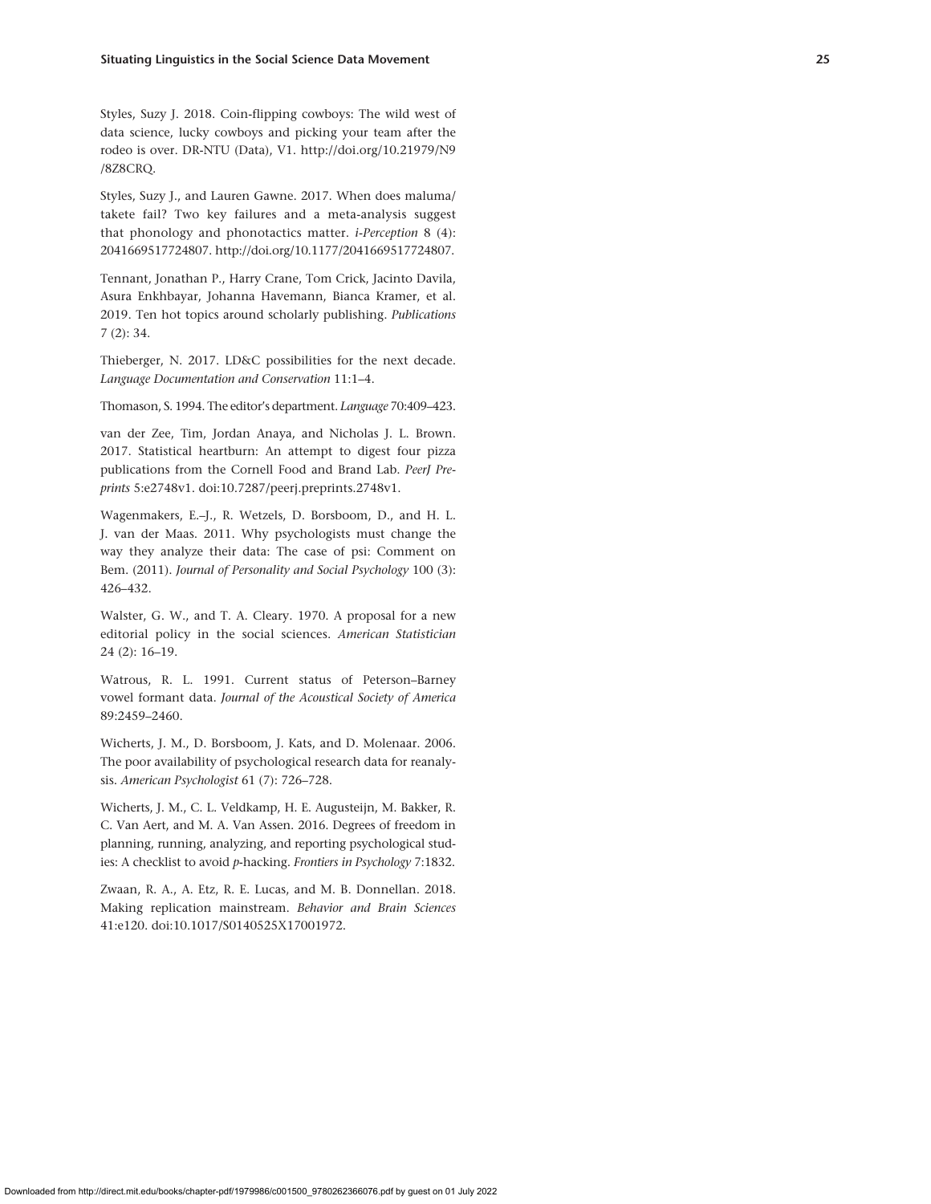Styles, Suzy J. 2018. Coin-flipping cowboys: The wild west of data science, lucky cowboys and picking your team after the rodeo is over. DR-NTU (Data), V1. http://doi.org/10.21979/N9/8Z8CRQ.

Styles, Suzy J., and Lauren Gawne. 2017. When does maluma/takete fail? Two key failures and a meta-analysis suggest that phonology and phonotactics matter. *i-Perception* 8 (4): 2041669517724807. http://doi.org/10.1177/2041669517724807.

Tennant, Jonathan P., Harry Crane, Tom Crick, Jacinto Davila, Asura Enkhbayar, Johanna Havemann, Bianca Kramer, et al. 2019. Ten hot topics around scholarly publishing. *Publications* 7 (2): 34.

Thieberger, N. 2017. LD&C possibilities for the next decade. *Language Documentation and Conservation* 11:1–4.

Thomason, S. 1994. The editor's department. *Language* 70:409–423.

van der Zee, Tim, Jordan Anaya, and Nicholas J. L. Brown. 2017. Statistical heartburn: An attempt to digest four pizza publications from the Cornell Food and Brand Lab. *PeerJ Preprints* 5:e2748v1. doi:10.7287/peerj.preprints.2748v1.

Wagenmakers, E.–J., R. Wetzels, D. Borsboom, D., and H. L. J. van der Maas. 2011. Why psychologists must change the way they analyze their data: The case of psi: Comment on Bem. (2011). *Journal of Personality and Social Psychology* 100 (3): 426–432.

Walster, G. W., and T. A. Cleary. 1970. A proposal for a new editorial policy in the social sciences. *American Statistician* 24 (2): 16–19.

Watrous, R. L. 1991. Current status of Peterson–Barney vowel formant data. *Journal of the Acoustical Society of America* 89:2459–2460.

Wicherts, J. M., D. Borsboom, J. Kats, and D. Molenaar. 2006. The poor availability of psychological research data for reanalysis. *American Psychologist* 61 (7): 726–728.

Wicherts, J. M., C. L. Veldkamp, H. E. Augusteijn, M. Bakker, R. C. Van Aert, and M. A. Van Assen. 2016. Degrees of freedom in planning, running, analyzing, and reporting psychological studies: A checklist to avoid *p*-hacking. *Frontiers in Psychology* 7:1832.

Zwaan, R. A., A. Etz, R. E. Lucas, and M. B. Donnellan. 2018. Making replication mainstream. *Behavior and Brain Sciences* 41:e120. doi:10.1017/S0140525X17001972.